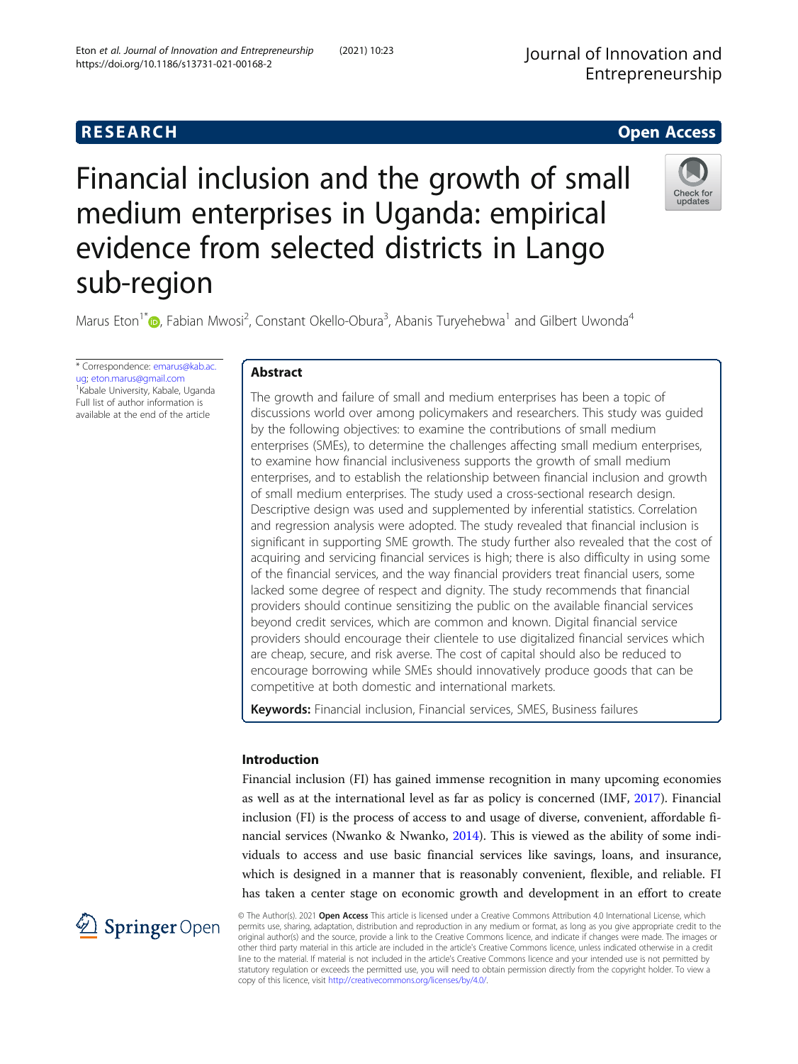RESEARCH

Open Access

# Financial inclusion and the growth of small medium enterprises in Uganda: empirical evidence from selected districts in Lango sub-region

Marus Eton[1*], Fabian Mwosi[2], Constant Okello-Obura[3], Abanis Turyehebwa[1] and Gilbert Uwonda[4]

\* Correspondence: emarus@kab.ac.ug; eton.marus@gmail.com
[1]Kabale University, Kabale, Uganda
Full list of author information is available at the end of the article

## Abstract

The growth and failure of small and medium enterprises has been a topic of discussions world over among policymakers and researchers. This study was guided by the following objectives: to examine the contributions of small medium enterprises (SMEs), to determine the challenges affecting small medium enterprises, to examine how financial inclusiveness supports the growth of small medium enterprises, and to establish the relationship between financial inclusion and growth of small medium enterprises. The study used a cross-sectional research design. Descriptive design was used and supplemented by inferential statistics. Correlation and regression analysis were adopted. The study revealed that financial inclusion is significant in supporting SME growth. The study further also revealed that the cost of acquiring and servicing financial services is high; there is also difficulty in using some of the financial services, and the way financial providers treat financial users, some lacked some degree of respect and dignity. The study recommends that financial providers should continue sensitizing the public on the available financial services beyond credit services, which are common and known. Digital financial service providers should encourage their clientele to use digitalized financial services which are cheap, secure, and risk averse. The cost of capital should also be reduced to encourage borrowing while SMEs should innovatively produce goods that can be competitive at both domestic and international markets.

**Keywords:** Financial inclusion, Financial services, SMES, Business failures

## Introduction

Financial inclusion (FI) has gained immense recognition in many upcoming economies as well as at the international level as far as policy is concerned (IMF, 2017). Financial inclusion (FI) is the process of access to and usage of diverse, convenient, affordable financial services (Nwanko & Nwanko, 2014). This is viewed as the ability of some individuals to access and use basic financial services like savings, loans, and insurance, which is designed in a manner that is reasonably convenient, flexible, and reliable. FI has taken a center stage on economic growth and development in an effort to create

© The Author(s). 2021 **Open Access** This article is licensed under a Creative Commons Attribution 4.0 International License, which permits use, sharing, adaptation, distribution and reproduction in any medium or format, as long as you give appropriate credit to the original author(s) and the source, provide a link to the Creative Commons licence, and indicate if changes were made. The images or other third party material in this article are included in the article's Creative Commons licence, unless indicated otherwise in a credit line to the material. If material is not included in the article's Creative Commons licence and your intended use is not permitted by statutory regulation or exceeds the permitted use, you will need to obtain permission directly from the copyright holder. To view a copy of this licence, visit http://creativecommons.org/licenses/by/4.0/.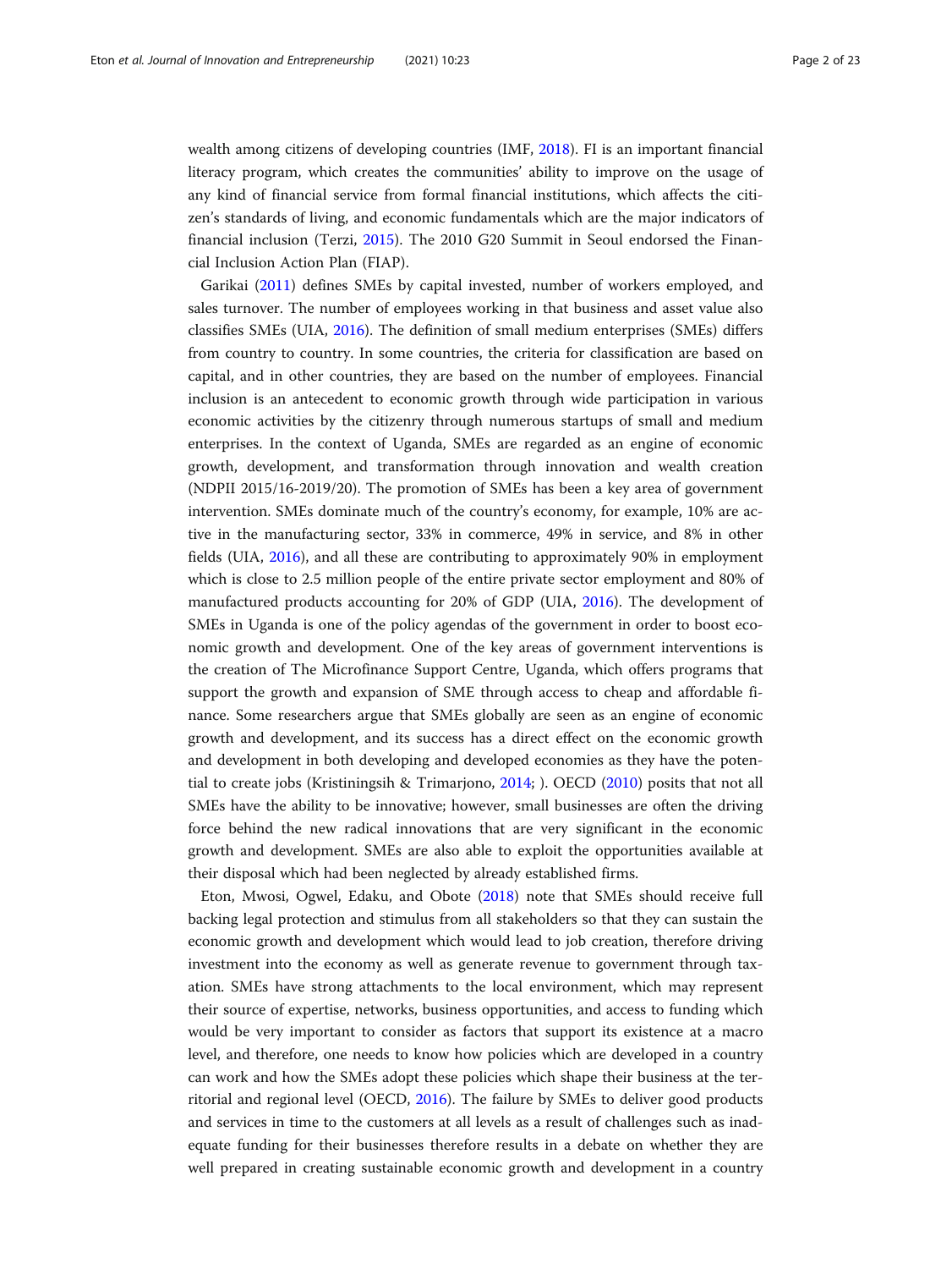wealth among citizens of developing countries (IMF, 2018). FI is an important financial literacy program, which creates the communities' ability to improve on the usage of any kind of financial service from formal financial institutions, which affects the citizen's standards of living, and economic fundamentals which are the major indicators of financial inclusion (Terzi, 2015). The 2010 G20 Summit in Seoul endorsed the Financial Inclusion Action Plan (FIAP).

Garikai (2011) defines SMEs by capital invested, number of workers employed, and sales turnover. The number of employees working in that business and asset value also classifies SMEs (UIA, 2016). The definition of small medium enterprises (SMEs) differs from country to country. In some countries, the criteria for classification are based on capital, and in other countries, they are based on the number of employees. Financial inclusion is an antecedent to economic growth through wide participation in various economic activities by the citizenry through numerous startups of small and medium enterprises. In the context of Uganda, SMEs are regarded as an engine of economic growth, development, and transformation through innovation and wealth creation (NDPII 2015/16-2019/20). The promotion of SMEs has been a key area of government intervention. SMEs dominate much of the country's economy, for example, 10% are active in the manufacturing sector, 33% in commerce, 49% in service, and 8% in other fields (UIA, 2016), and all these are contributing to approximately 90% in employment which is close to 2.5 million people of the entire private sector employment and 80% of manufactured products accounting for 20% of GDP (UIA, 2016). The development of SMEs in Uganda is one of the policy agendas of the government in order to boost economic growth and development. One of the key areas of government interventions is the creation of The Microfinance Support Centre, Uganda, which offers programs that support the growth and expansion of SME through access to cheap and affordable finance. Some researchers argue that SMEs globally are seen as an engine of economic growth and development, and its success has a direct effect on the economic growth and development in both developing and developed economies as they have the potential to create jobs (Kristiningsih & Trimarjono, 2014; ). OECD (2010) posits that not all SMEs have the ability to be innovative; however, small businesses are often the driving force behind the new radical innovations that are very significant in the economic growth and development. SMEs are also able to exploit the opportunities available at their disposal which had been neglected by already established firms.

Eton, Mwosi, Ogwel, Edaku, and Obote (2018) note that SMEs should receive full backing legal protection and stimulus from all stakeholders so that they can sustain the economic growth and development which would lead to job creation, therefore driving investment into the economy as well as generate revenue to government through taxation. SMEs have strong attachments to the local environment, which may represent their source of expertise, networks, business opportunities, and access to funding which would be very important to consider as factors that support its existence at a macro level, and therefore, one needs to know how policies which are developed in a country can work and how the SMEs adopt these policies which shape their business at the territorial and regional level (OECD, 2016). The failure by SMEs to deliver good products and services in time to the customers at all levels as a result of challenges such as inadequate funding for their businesses therefore results in a debate on whether they are well prepared in creating sustainable economic growth and development in a country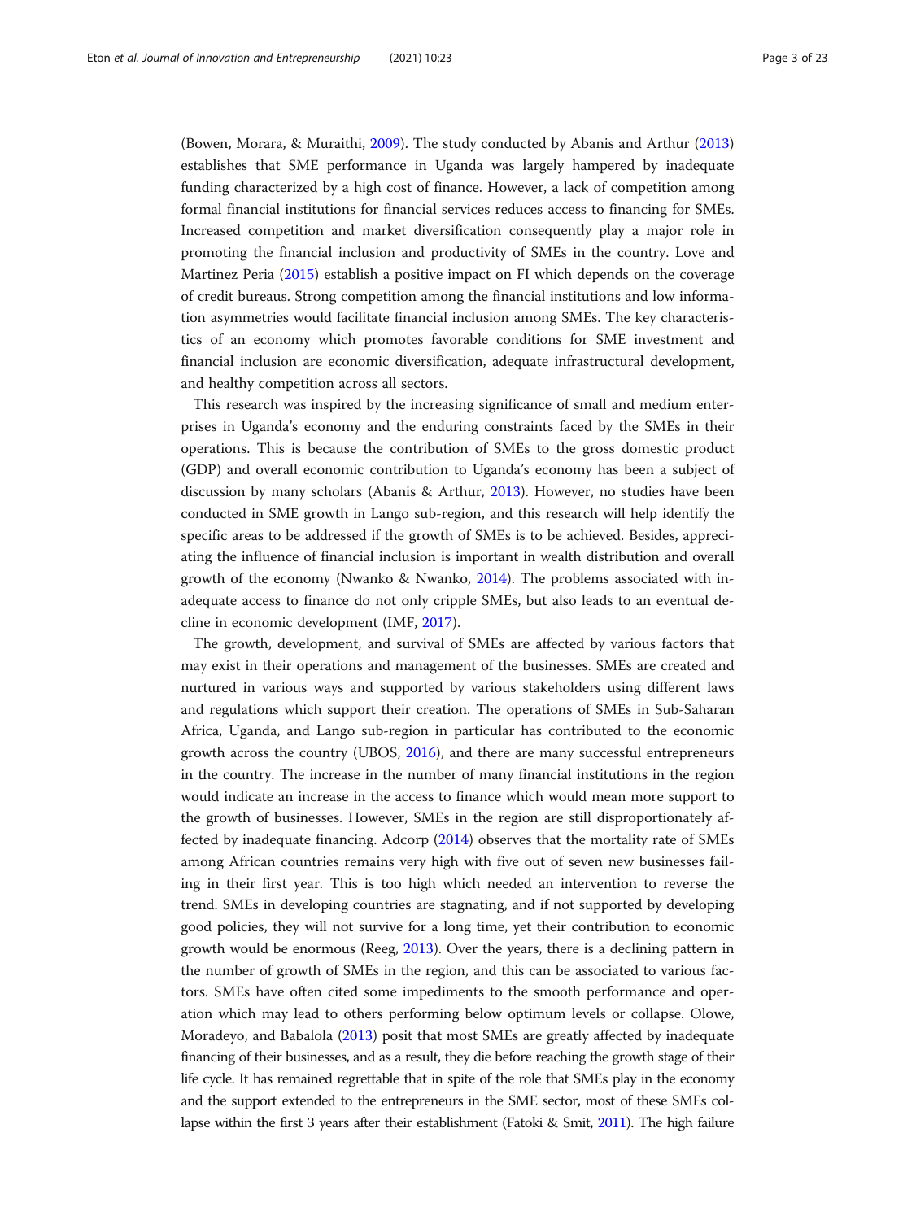(Bowen, Morara, & Muraithi, 2009). The study conducted by Abanis and Arthur (2013) establishes that SME performance in Uganda was largely hampered by inadequate funding characterized by a high cost of finance. However, a lack of competition among formal financial institutions for financial services reduces access to financing for SMEs. Increased competition and market diversification consequently play a major role in promoting the financial inclusion and productivity of SMEs in the country. Love and Martinez Peria (2015) establish a positive impact on FI which depends on the coverage of credit bureaus. Strong competition among the financial institutions and low information asymmetries would facilitate financial inclusion among SMEs. The key characteristics of an economy which promotes favorable conditions for SME investment and financial inclusion are economic diversification, adequate infrastructural development, and healthy competition across all sectors.

This research was inspired by the increasing significance of small and medium enterprises in Uganda's economy and the enduring constraints faced by the SMEs in their operations. This is because the contribution of SMEs to the gross domestic product (GDP) and overall economic contribution to Uganda's economy has been a subject of discussion by many scholars (Abanis & Arthur, 2013). However, no studies have been conducted in SME growth in Lango sub-region, and this research will help identify the specific areas to be addressed if the growth of SMEs is to be achieved. Besides, appreciating the influence of financial inclusion is important in wealth distribution and overall growth of the economy (Nwanko & Nwanko, 2014). The problems associated with inadequate access to finance do not only cripple SMEs, but also leads to an eventual decline in economic development (IMF, 2017).

The growth, development, and survival of SMEs are affected by various factors that may exist in their operations and management of the businesses. SMEs are created and nurtured in various ways and supported by various stakeholders using different laws and regulations which support their creation. The operations of SMEs in Sub-Saharan Africa, Uganda, and Lango sub-region in particular has contributed to the economic growth across the country (UBOS, 2016), and there are many successful entrepreneurs in the country. The increase in the number of many financial institutions in the region would indicate an increase in the access to finance which would mean more support to the growth of businesses. However, SMEs in the region are still disproportionately affected by inadequate financing. Adcorp (2014) observes that the mortality rate of SMEs among African countries remains very high with five out of seven new businesses failing in their first year. This is too high which needed an intervention to reverse the trend. SMEs in developing countries are stagnating, and if not supported by developing good policies, they will not survive for a long time, yet their contribution to economic growth would be enormous (Reeg, 2013). Over the years, there is a declining pattern in the number of growth of SMEs in the region, and this can be associated to various factors. SMEs have often cited some impediments to the smooth performance and operation which may lead to others performing below optimum levels or collapse. Olowe, Moradeyo, and Babalola (2013) posit that most SMEs are greatly affected by inadequate financing of their businesses, and as a result, they die before reaching the growth stage of their life cycle. It has remained regrettable that in spite of the role that SMEs play in the economy and the support extended to the entrepreneurs in the SME sector, most of these SMEs collapse within the first 3 years after their establishment (Fatoki & Smit, 2011). The high failure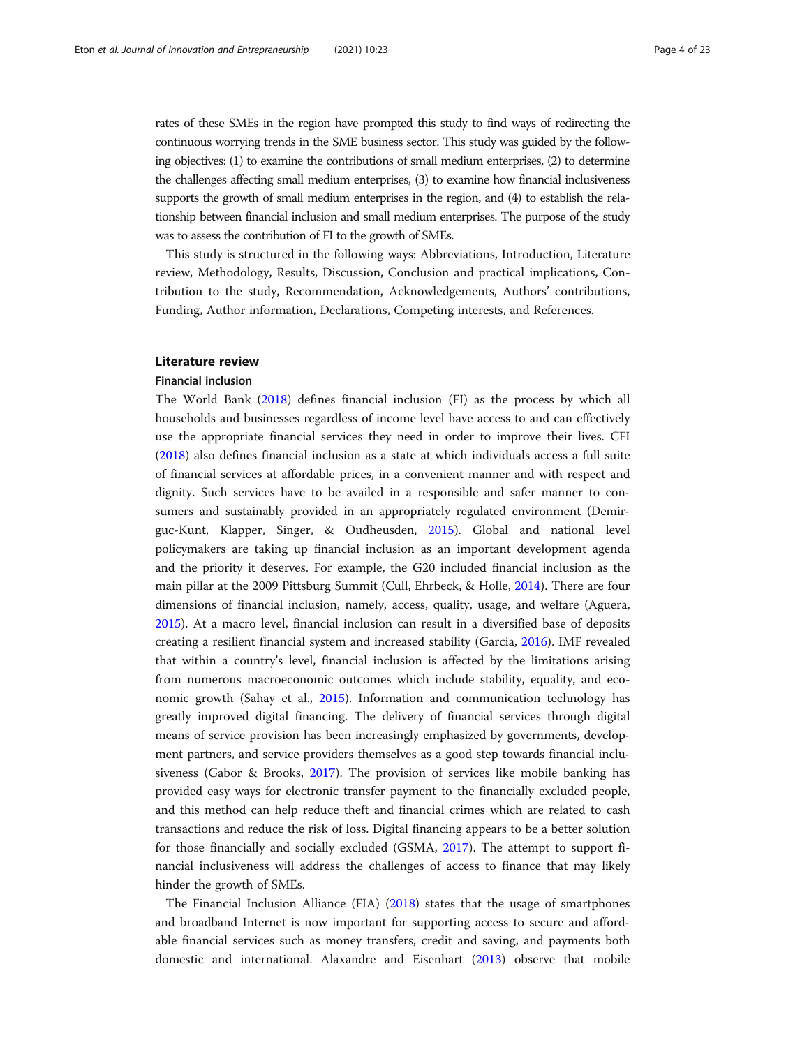rates of these SMEs in the region have prompted this study to find ways of redirecting the continuous worrying trends in the SME business sector. This study was guided by the following objectives: (1) to examine the contributions of small medium enterprises, (2) to determine the challenges affecting small medium enterprises, (3) to examine how financial inclusiveness supports the growth of small medium enterprises in the region, and (4) to establish the relationship between financial inclusion and small medium enterprises. The purpose of the study was to assess the contribution of FI to the growth of SMEs.

This study is structured in the following ways: Abbreviations, Introduction, Literature review, Methodology, Results, Discussion, Conclusion and practical implications, Contribution to the study, Recommendation, Acknowledgements, Authors' contributions, Funding, Author information, Declarations, Competing interests, and References.

## Literature review

### Financial inclusion

The World Bank (2018) defines financial inclusion (FI) as the process by which all households and businesses regardless of income level have access to and can effectively use the appropriate financial services they need in order to improve their lives. CFI (2018) also defines financial inclusion as a state at which individuals access a full suite of financial services at affordable prices, in a convenient manner and with respect and dignity. Such services have to be availed in a responsible and safer manner to consumers and sustainably provided in an appropriately regulated environment (Demirguc-Kunt, Klapper, Singer, & Oudheusden, 2015). Global and national level policymakers are taking up financial inclusion as an important development agenda and the priority it deserves. For example, the G20 included financial inclusion as the main pillar at the 2009 Pittsburg Summit (Cull, Ehrbeck, & Holle, 2014). There are four dimensions of financial inclusion, namely, access, quality, usage, and welfare (Aguera, 2015). At a macro level, financial inclusion can result in a diversified base of deposits creating a resilient financial system and increased stability (Garcia, 2016). IMF revealed that within a country's level, financial inclusion is affected by the limitations arising from numerous macroeconomic outcomes which include stability, equality, and economic growth (Sahay et al., 2015). Information and communication technology has greatly improved digital financing. The delivery of financial services through digital means of service provision has been increasingly emphasized by governments, development partners, and service providers themselves as a good step towards financial inclusiveness (Gabor & Brooks, 2017). The provision of services like mobile banking has provided easy ways for electronic transfer payment to the financially excluded people, and this method can help reduce theft and financial crimes which are related to cash transactions and reduce the risk of loss. Digital financing appears to be a better solution for those financially and socially excluded (GSMA, 2017). The attempt to support financial inclusiveness will address the challenges of access to finance that may likely hinder the growth of SMEs.

The Financial Inclusion Alliance (FIA) (2018) states that the usage of smartphones and broadband Internet is now important for supporting access to secure and affordable financial services such as money transfers, credit and saving, and payments both domestic and international. Alaxandre and Eisenhart (2013) observe that mobile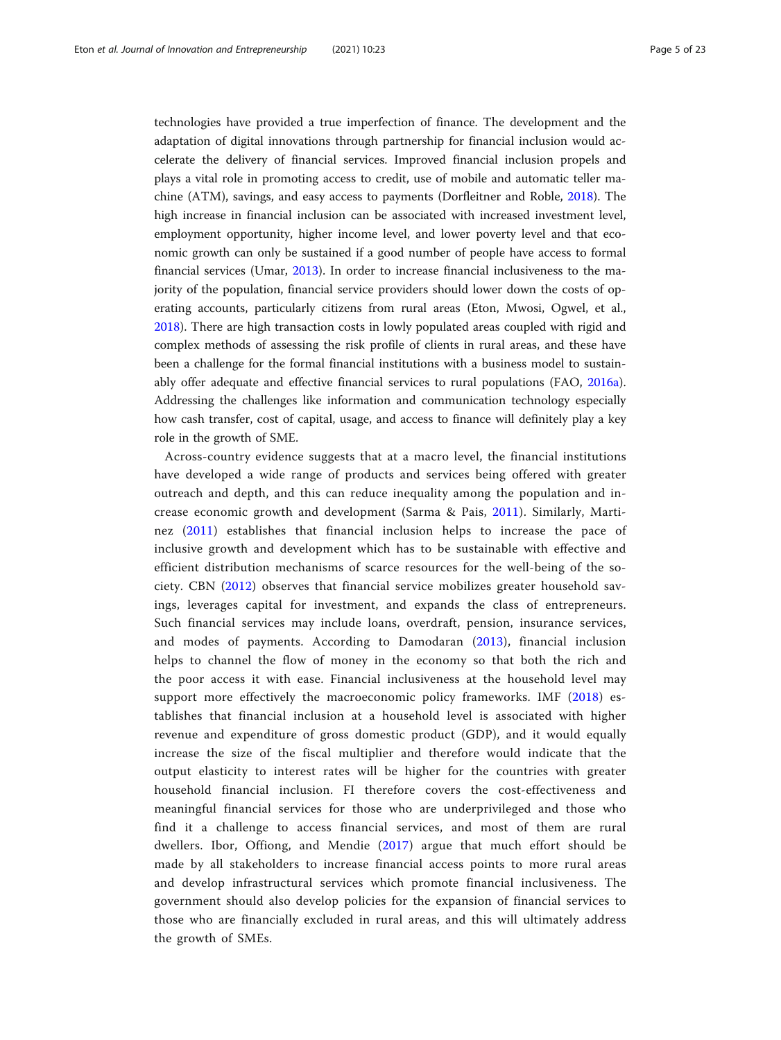technologies have provided a true imperfection of finance. The development and the adaptation of digital innovations through partnership for financial inclusion would accelerate the delivery of financial services. Improved financial inclusion propels and plays a vital role in promoting access to credit, use of mobile and automatic teller machine (ATM), savings, and easy access to payments (Dorfleitner and Roble, 2018). The high increase in financial inclusion can be associated with increased investment level, employment opportunity, higher income level, and lower poverty level and that economic growth can only be sustained if a good number of people have access to formal financial services (Umar, 2013). In order to increase financial inclusiveness to the majority of the population, financial service providers should lower down the costs of operating accounts, particularly citizens from rural areas (Eton, Mwosi, Ogwel, et al., 2018). There are high transaction costs in lowly populated areas coupled with rigid and complex methods of assessing the risk profile of clients in rural areas, and these have been a challenge for the formal financial institutions with a business model to sustainably offer adequate and effective financial services to rural populations (FAO, 2016a). Addressing the challenges like information and communication technology especially how cash transfer, cost of capital, usage, and access to finance will definitely play a key role in the growth of SME.

Across-country evidence suggests that at a macro level, the financial institutions have developed a wide range of products and services being offered with greater outreach and depth, and this can reduce inequality among the population and increase economic growth and development (Sarma & Pais, 2011). Similarly, Martinez (2011) establishes that financial inclusion helps to increase the pace of inclusive growth and development which has to be sustainable with effective and efficient distribution mechanisms of scarce resources for the well-being of the society. CBN (2012) observes that financial service mobilizes greater household savings, leverages capital for investment, and expands the class of entrepreneurs. Such financial services may include loans, overdraft, pension, insurance services, and modes of payments. According to Damodaran (2013), financial inclusion helps to channel the flow of money in the economy so that both the rich and the poor access it with ease. Financial inclusiveness at the household level may support more effectively the macroeconomic policy frameworks. IMF (2018) establishes that financial inclusion at a household level is associated with higher revenue and expenditure of gross domestic product (GDP), and it would equally increase the size of the fiscal multiplier and therefore would indicate that the output elasticity to interest rates will be higher for the countries with greater household financial inclusion. FI therefore covers the cost-effectiveness and meaningful financial services for those who are underprivileged and those who find it a challenge to access financial services, and most of them are rural dwellers. Ibor, Offiong, and Mendie (2017) argue that much effort should be made by all stakeholders to increase financial access points to more rural areas and develop infrastructural services which promote financial inclusiveness. The government should also develop policies for the expansion of financial services to those who are financially excluded in rural areas, and this will ultimately address the growth of SMEs.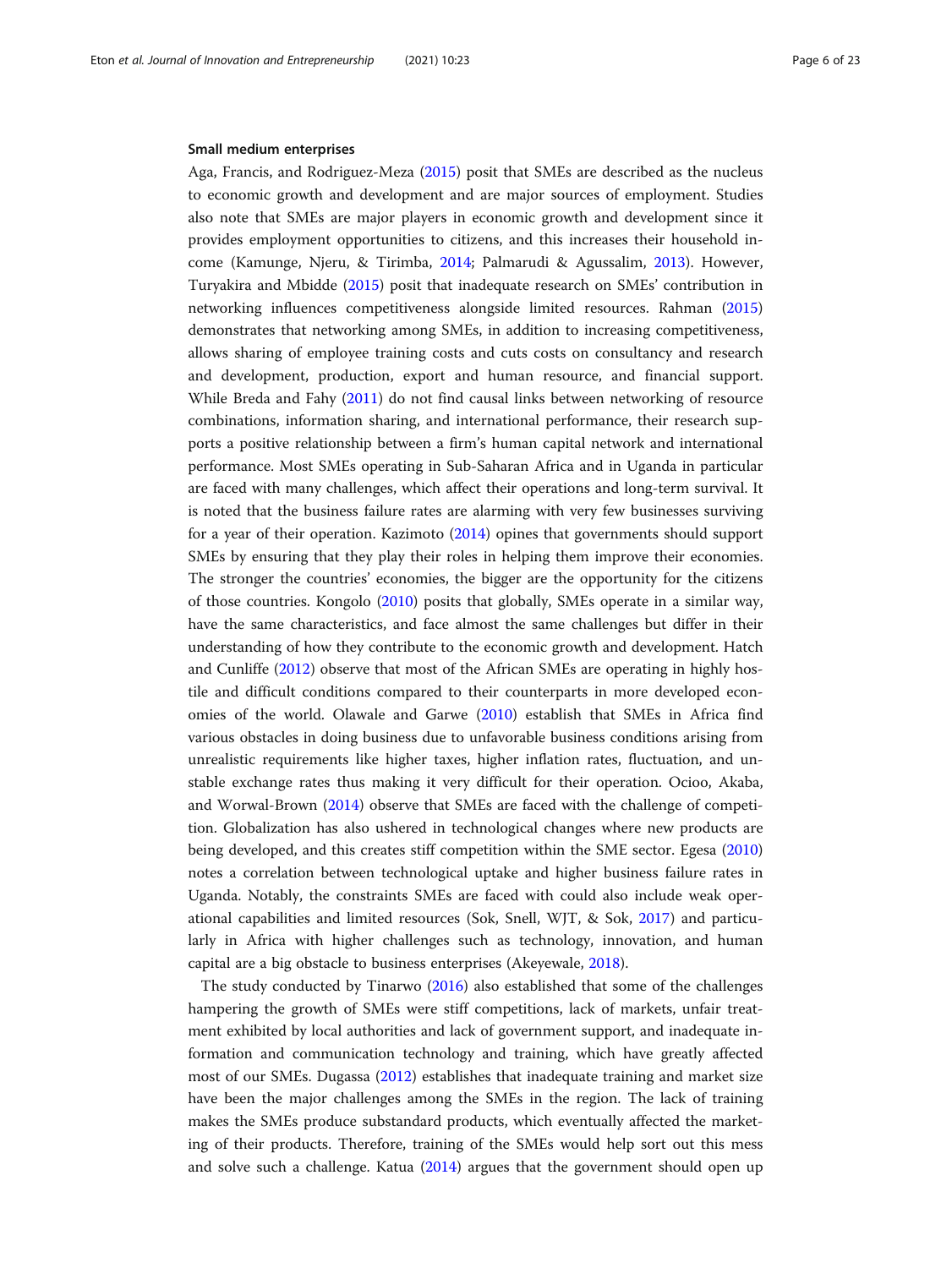#### Small medium enterprises

Aga, Francis, and Rodriguez-Meza (2015) posit that SMEs are described as the nucleus to economic growth and development and are major sources of employment. Studies also note that SMEs are major players in economic growth and development since it provides employment opportunities to citizens, and this increases their household income (Kamunge, Njeru, & Tirimba, 2014; Palmarudi & Agussalim, 2013). However, Turyakira and Mbidde (2015) posit that inadequate research on SMEs' contribution in networking influences competitiveness alongside limited resources. Rahman (2015) demonstrates that networking among SMEs, in addition to increasing competitiveness, allows sharing of employee training costs and cuts costs on consultancy and research and development, production, export and human resource, and financial support. While Breda and Fahy (2011) do not find causal links between networking of resource combinations, information sharing, and international performance, their research supports a positive relationship between a firm's human capital network and international performance. Most SMEs operating in Sub-Saharan Africa and in Uganda in particular are faced with many challenges, which affect their operations and long-term survival. It is noted that the business failure rates are alarming with very few businesses surviving for a year of their operation. Kazimoto (2014) opines that governments should support SMEs by ensuring that they play their roles in helping them improve their economies. The stronger the countries' economies, the bigger are the opportunity for the citizens of those countries. Kongolo (2010) posits that globally, SMEs operate in a similar way, have the same characteristics, and face almost the same challenges but differ in their understanding of how they contribute to the economic growth and development. Hatch and Cunliffe (2012) observe that most of the African SMEs are operating in highly hostile and difficult conditions compared to their counterparts in more developed economies of the world. Olawale and Garwe (2010) establish that SMEs in Africa find various obstacles in doing business due to unfavorable business conditions arising from unrealistic requirements like higher taxes, higher inflation rates, fluctuation, and unstable exchange rates thus making it very difficult for their operation. Ocioo, Akaba, and Worwal-Brown (2014) observe that SMEs are faced with the challenge of competition. Globalization has also ushered in technological changes where new products are being developed, and this creates stiff competition within the SME sector. Egesa (2010) notes a correlation between technological uptake and higher business failure rates in Uganda. Notably, the constraints SMEs are faced with could also include weak operational capabilities and limited resources (Sok, Snell, WJT, & Sok, 2017) and particularly in Africa with higher challenges such as technology, innovation, and human capital are a big obstacle to business enterprises (Akeyewale, 2018).

The study conducted by Tinarwo (2016) also established that some of the challenges hampering the growth of SMEs were stiff competitions, lack of markets, unfair treatment exhibited by local authorities and lack of government support, and inadequate information and communication technology and training, which have greatly affected most of our SMEs. Dugassa (2012) establishes that inadequate training and market size have been the major challenges among the SMEs in the region. The lack of training makes the SMEs produce substandard products, which eventually affected the marketing of their products. Therefore, training of the SMEs would help sort out this mess and solve such a challenge. Katua (2014) argues that the government should open up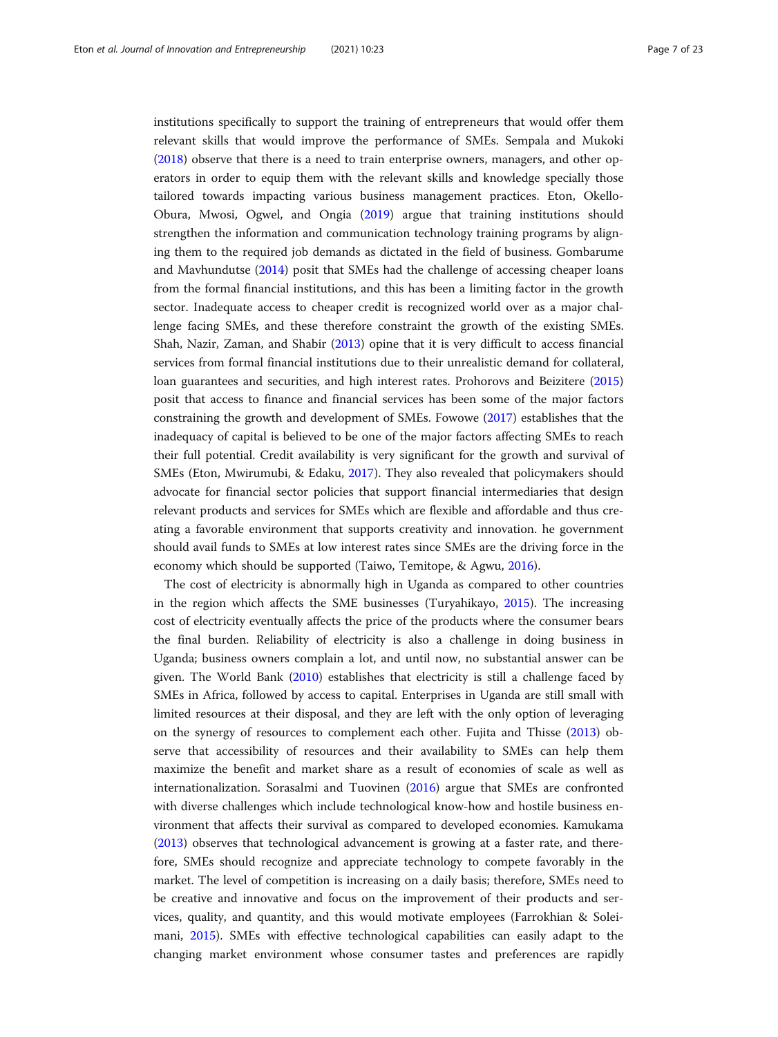institutions specifically to support the training of entrepreneurs that would offer them relevant skills that would improve the performance of SMEs. Sempala and Mukoki (2018) observe that there is a need to train enterprise owners, managers, and other operators in order to equip them with the relevant skills and knowledge specially those tailored towards impacting various business management practices. Eton, Okello-Obura, Mwosi, Ogwel, and Ongia (2019) argue that training institutions should strengthen the information and communication technology training programs by aligning them to the required job demands as dictated in the field of business. Gombarume and Mavhundutse (2014) posit that SMEs had the challenge of accessing cheaper loans from the formal financial institutions, and this has been a limiting factor in the growth sector. Inadequate access to cheaper credit is recognized world over as a major challenge facing SMEs, and these therefore constraint the growth of the existing SMEs. Shah, Nazir, Zaman, and Shabir (2013) opine that it is very difficult to access financial services from formal financial institutions due to their unrealistic demand for collateral, loan guarantees and securities, and high interest rates. Prohorovs and Beizitere (2015) posit that access to finance and financial services has been some of the major factors constraining the growth and development of SMEs. Fowowe (2017) establishes that the inadequacy of capital is believed to be one of the major factors affecting SMEs to reach their full potential. Credit availability is very significant for the growth and survival of SMEs (Eton, Mwirumubi, & Edaku, 2017). They also revealed that policymakers should advocate for financial sector policies that support financial intermediaries that design relevant products and services for SMEs which are flexible and affordable and thus creating a favorable environment that supports creativity and innovation. he government should avail funds to SMEs at low interest rates since SMEs are the driving force in the economy which should be supported (Taiwo, Temitope, & Agwu, 2016).

The cost of electricity is abnormally high in Uganda as compared to other countries in the region which affects the SME businesses (Turyahikayo, 2015). The increasing cost of electricity eventually affects the price of the products where the consumer bears the final burden. Reliability of electricity is also a challenge in doing business in Uganda; business owners complain a lot, and until now, no substantial answer can be given. The World Bank (2010) establishes that electricity is still a challenge faced by SMEs in Africa, followed by access to capital. Enterprises in Uganda are still small with limited resources at their disposal, and they are left with the only option of leveraging on the synergy of resources to complement each other. Fujita and Thisse (2013) observe that accessibility of resources and their availability to SMEs can help them maximize the benefit and market share as a result of economies of scale as well as internationalization. Sorasalmi and Tuovinen (2016) argue that SMEs are confronted with diverse challenges which include technological know-how and hostile business environment that affects their survival as compared to developed economies. Kamukama (2013) observes that technological advancement is growing at a faster rate, and therefore, SMEs should recognize and appreciate technology to compete favorably in the market. The level of competition is increasing on a daily basis; therefore, SMEs need to be creative and innovative and focus on the improvement of their products and services, quality, and quantity, and this would motivate employees (Farrokhian & Soleimani, 2015). SMEs with effective technological capabilities can easily adapt to the changing market environment whose consumer tastes and preferences are rapidly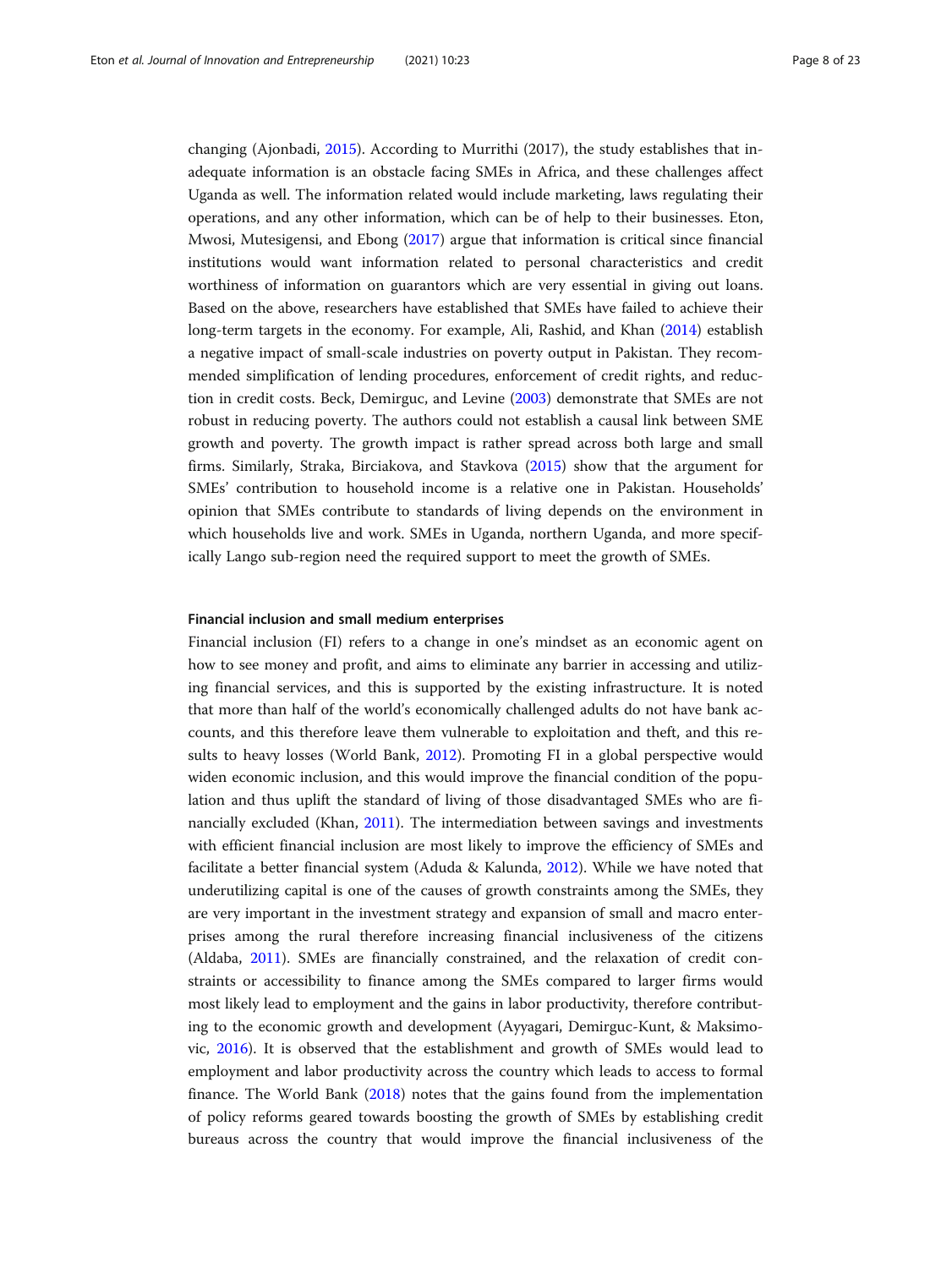changing (Ajonbadi, 2015). According to Murrithi (2017), the study establishes that inadequate information is an obstacle facing SMEs in Africa, and these challenges affect Uganda as well. The information related would include marketing, laws regulating their operations, and any other information, which can be of help to their businesses. Eton, Mwosi, Mutesigensi, and Ebong (2017) argue that information is critical since financial institutions would want information related to personal characteristics and credit worthiness of information on guarantors which are very essential in giving out loans. Based on the above, researchers have established that SMEs have failed to achieve their long-term targets in the economy. For example, Ali, Rashid, and Khan (2014) establish a negative impact of small-scale industries on poverty output in Pakistan. They recommended simplification of lending procedures, enforcement of credit rights, and reduction in credit costs. Beck, Demirguc, and Levine (2003) demonstrate that SMEs are not robust in reducing poverty. The authors could not establish a causal link between SME growth and poverty. The growth impact is rather spread across both large and small firms. Similarly, Straka, Birciakova, and Stavkova (2015) show that the argument for SMEs' contribution to household income is a relative one in Pakistan. Households' opinion that SMEs contribute to standards of living depends on the environment in which households live and work. SMEs in Uganda, northern Uganda, and more specifically Lango sub-region need the required support to meet the growth of SMEs.

#### Financial inclusion and small medium enterprises

Financial inclusion (FI) refers to a change in one's mindset as an economic agent on how to see money and profit, and aims to eliminate any barrier in accessing and utilizing financial services, and this is supported by the existing infrastructure. It is noted that more than half of the world's economically challenged adults do not have bank accounts, and this therefore leave them vulnerable to exploitation and theft, and this results to heavy losses (World Bank, 2012). Promoting FI in a global perspective would widen economic inclusion, and this would improve the financial condition of the population and thus uplift the standard of living of those disadvantaged SMEs who are financially excluded (Khan, 2011). The intermediation between savings and investments with efficient financial inclusion are most likely to improve the efficiency of SMEs and facilitate a better financial system (Aduda & Kalunda, 2012). While we have noted that underutilizing capital is one of the causes of growth constraints among the SMEs, they are very important in the investment strategy and expansion of small and macro enterprises among the rural therefore increasing financial inclusiveness of the citizens (Aldaba, 2011). SMEs are financially constrained, and the relaxation of credit constraints or accessibility to finance among the SMEs compared to larger firms would most likely lead to employment and the gains in labor productivity, therefore contributing to the economic growth and development (Ayyagari, Demirguc-Kunt, & Maksimovic, 2016). It is observed that the establishment and growth of SMEs would lead to employment and labor productivity across the country which leads to access to formal finance. The World Bank (2018) notes that the gains found from the implementation of policy reforms geared towards boosting the growth of SMEs by establishing credit bureaus across the country that would improve the financial inclusiveness of the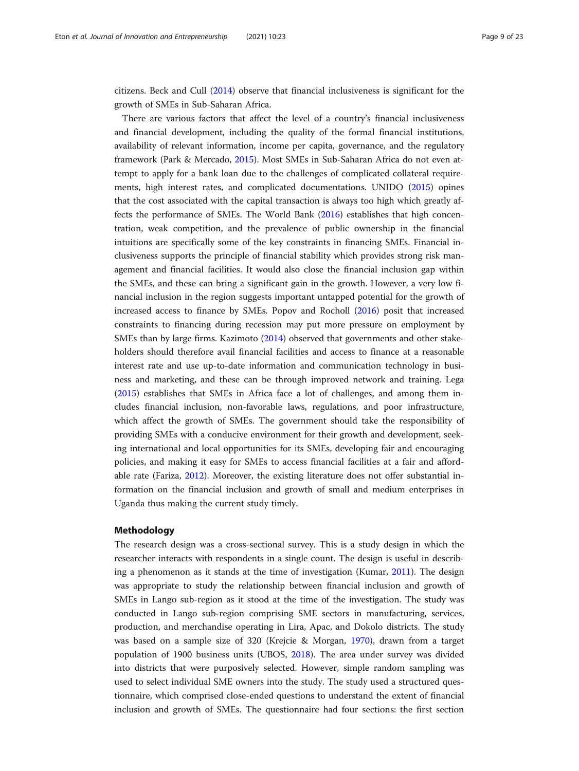citizens. Beck and Cull (2014) observe that financial inclusiveness is significant for the growth of SMEs in Sub-Saharan Africa.

There are various factors that affect the level of a country's financial inclusiveness and financial development, including the quality of the formal financial institutions, availability of relevant information, income per capita, governance, and the regulatory framework (Park & Mercado, 2015). Most SMEs in Sub-Saharan Africa do not even attempt to apply for a bank loan due to the challenges of complicated collateral requirements, high interest rates, and complicated documentations. UNIDO (2015) opines that the cost associated with the capital transaction is always too high which greatly affects the performance of SMEs. The World Bank (2016) establishes that high concentration, weak competition, and the prevalence of public ownership in the financial intuitions are specifically some of the key constraints in financing SMEs. Financial inclusiveness supports the principle of financial stability which provides strong risk management and financial facilities. It would also close the financial inclusion gap within the SMEs, and these can bring a significant gain in the growth. However, a very low financial inclusion in the region suggests important untapped potential for the growth of increased access to finance by SMEs. Popov and Rocholl (2016) posit that increased constraints to financing during recession may put more pressure on employment by SMEs than by large firms. Kazimoto (2014) observed that governments and other stakeholders should therefore avail financial facilities and access to finance at a reasonable interest rate and use up-to-date information and communication technology in business and marketing, and these can be through improved network and training. Lega (2015) establishes that SMEs in Africa face a lot of challenges, and among them includes financial inclusion, non-favorable laws, regulations, and poor infrastructure, which affect the growth of SMEs. The government should take the responsibility of providing SMEs with a conducive environment for their growth and development, seeking international and local opportunities for its SMEs, developing fair and encouraging policies, and making it easy for SMEs to access financial facilities at a fair and affordable rate (Fariza, 2012). Moreover, the existing literature does not offer substantial information on the financial inclusion and growth of small and medium enterprises in Uganda thus making the current study timely.

## Methodology

The research design was a cross-sectional survey. This is a study design in which the researcher interacts with respondents in a single count. The design is useful in describing a phenomenon as it stands at the time of investigation (Kumar, 2011). The design was appropriate to study the relationship between financial inclusion and growth of SMEs in Lango sub-region as it stood at the time of the investigation. The study was conducted in Lango sub-region comprising SME sectors in manufacturing, services, production, and merchandise operating in Lira, Apac, and Dokolo districts. The study was based on a sample size of 320 (Krejcie & Morgan, 1970), drawn from a target population of 1900 business units (UBOS, 2018). The area under survey was divided into districts that were purposively selected. However, simple random sampling was used to select individual SME owners into the study. The study used a structured questionnaire, which comprised close-ended questions to understand the extent of financial inclusion and growth of SMEs. The questionnaire had four sections: the first section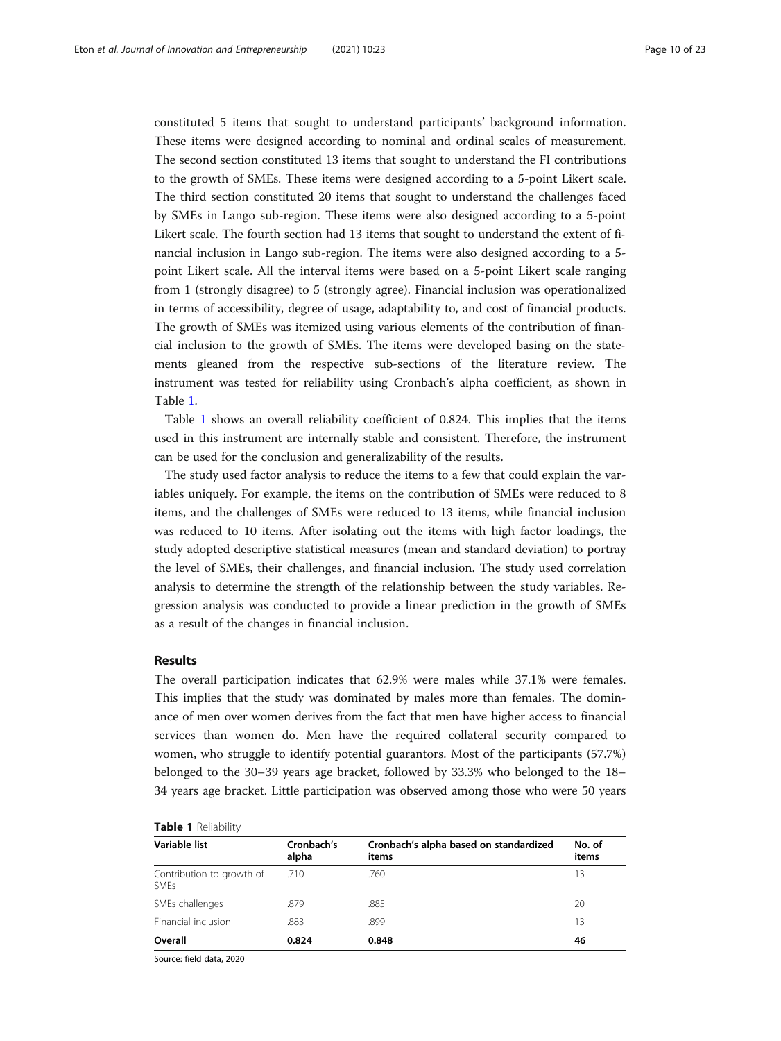constituted 5 items that sought to understand participants' background information. These items were designed according to nominal and ordinal scales of measurement. The second section constituted 13 items that sought to understand the FI contributions to the growth of SMEs. These items were designed according to a 5-point Likert scale. The third section constituted 20 items that sought to understand the challenges faced by SMEs in Lango sub-region. These items were also designed according to a 5-point Likert scale. The fourth section had 13 items that sought to understand the extent of financial inclusion in Lango sub-region. The items were also designed according to a 5-point Likert scale. All the interval items were based on a 5-point Likert scale ranging from 1 (strongly disagree) to 5 (strongly agree). Financial inclusion was operationalized in terms of accessibility, degree of usage, adaptability to, and cost of financial products. The growth of SMEs was itemized using various elements of the contribution of financial inclusion to the growth of SMEs. The items were developed basing on the statements gleaned from the respective sub-sections of the literature review. The instrument was tested for reliability using Cronbach's alpha coefficient, as shown in Table 1.

Table 1 shows an overall reliability coefficient of 0.824. This implies that the items used in this instrument are internally stable and consistent. Therefore, the instrument can be used for the conclusion and generalizability of the results.

The study used factor analysis to reduce the items to a few that could explain the variables uniquely. For example, the items on the contribution of SMEs were reduced to 8 items, and the challenges of SMEs were reduced to 13 items, while financial inclusion was reduced to 10 items. After isolating out the items with high factor loadings, the study adopted descriptive statistical measures (mean and standard deviation) to portray the level of SMEs, their challenges, and financial inclusion. The study used correlation analysis to determine the strength of the relationship between the study variables. Regression analysis was conducted to provide a linear prediction in the growth of SMEs as a result of the changes in financial inclusion.

## Results

The overall participation indicates that 62.9% were males while 37.1% were females. This implies that the study was dominated by males more than females. The dominance of men over women derives from the fact that men have higher access to financial services than women do. Men have the required collateral security compared to women, who struggle to identify potential guarantors. Most of the participants (57.7%) belonged to the 30–39 years age bracket, followed by 33.3% who belonged to the 18–34 years age bracket. Little participation was observed among those who were 50 years

**Table 1** Reliability

| Variable list | Cronbach's alpha | Cronbach's alpha based on standardized items | No. of items |
|---|---|---|---|
| Contribution to growth of SMEs | .710 | .760 | 13 |
| SMEs challenges | .879 | .885 | 20 |
| Financial inclusion | .883 | .899 | 13 |
| **Overall** | **0.824** | **0.848** | **46** |

Source: field data, 2020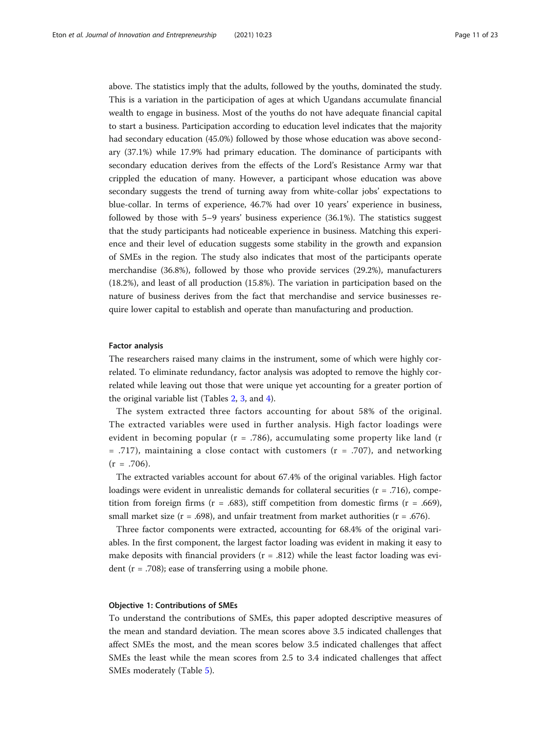above. The statistics imply that the adults, followed by the youths, dominated the study. This is a variation in the participation of ages at which Ugandans accumulate financial wealth to engage in business. Most of the youths do not have adequate financial capital to start a business. Participation according to education level indicates that the majority had secondary education (45.0%) followed by those whose education was above secondary (37.1%) while 17.9% had primary education. The dominance of participants with secondary education derives from the effects of the Lord's Resistance Army war that crippled the education of many. However, a participant whose education was above secondary suggests the trend of turning away from white-collar jobs' expectations to blue-collar. In terms of experience, 46.7% had over 10 years' experience in business, followed by those with 5–9 years' business experience (36.1%). The statistics suggest that the study participants had noticeable experience in business. Matching this experience and their level of education suggests some stability in the growth and expansion of SMEs in the region. The study also indicates that most of the participants operate merchandise (36.8%), followed by those who provide services (29.2%), manufacturers (18.2%), and least of all production (15.8%). The variation in participation based on the nature of business derives from the fact that merchandise and service businesses require lower capital to establish and operate than manufacturing and production.

### Factor analysis

The researchers raised many claims in the instrument, some of which were highly correlated. To eliminate redundancy, factor analysis was adopted to remove the highly correlated while leaving out those that were unique yet accounting for a greater portion of the original variable list (Tables 2, 3, and 4).

The system extracted three factors accounting for about 58% of the original. The extracted variables were used in further analysis. High factor loadings were evident in becoming popular (r = .786), accumulating some property like land (r = .717), maintaining a close contact with customers (r = .707), and networking (r = .706).

The extracted variables account for about 67.4% of the original variables. High factor loadings were evident in unrealistic demands for collateral securities (r = .716), competition from foreign firms (r = .683), stiff competition from domestic firms (r = .669), small market size (r = .698), and unfair treatment from market authorities (r = .676).

Three factor components were extracted, accounting for 68.4% of the original variables. In the first component, the largest factor loading was evident in making it easy to make deposits with financial providers (r = .812) while the least factor loading was evident (r = .708); ease of transferring using a mobile phone.

### Objective 1: Contributions of SMEs

To understand the contributions of SMEs, this paper adopted descriptive measures of the mean and standard deviation. The mean scores above 3.5 indicated challenges that affect SMEs the most, and the mean scores below 3.5 indicated challenges that affect SMEs the least while the mean scores from 2.5 to 3.4 indicated challenges that affect SMEs moderately (Table 5).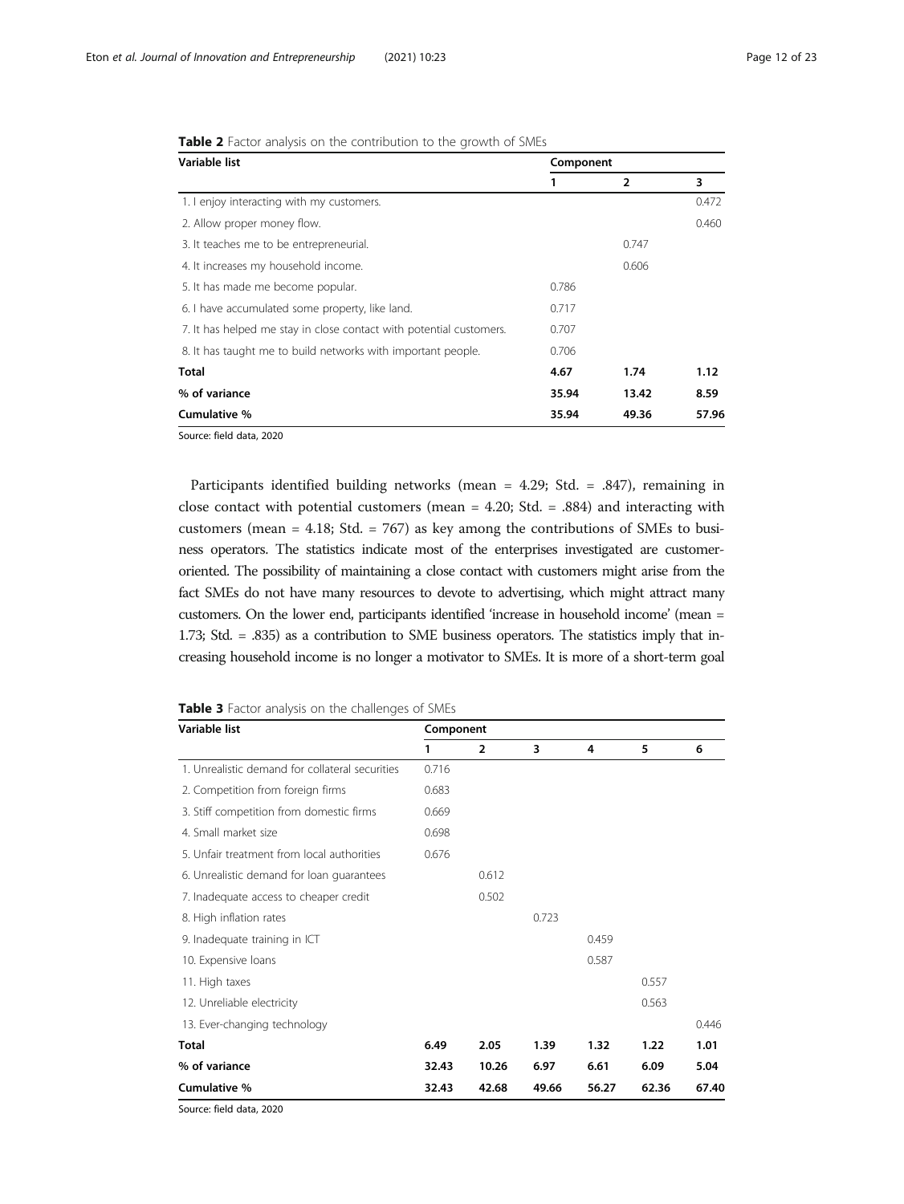**Table 2** Factor analysis on the contribution to the growth of SMEs

| Variable list | Component | | |
|---|---|---|---|
| | 1 | 2 | 3 |
| 1. I enjoy interacting with my customers. | | | 0.472 |
| 2. Allow proper money flow. | | | 0.460 |
| 3. It teaches me to be entrepreneurial. | | 0.747 | |
| 4. It increases my household income. | | 0.606 | |
| 5. It has made me become popular. | 0.786 | | |
| 6. I have accumulated some property, like land. | 0.717 | | |
| 7. It has helped me stay in close contact with potential customers. | 0.707 | | |
| 8. It has taught me to build networks with important people. | 0.706 | | |
| **Total** | **4.67** | **1.74** | **1.12** |
| **% of variance** | **35.94** | **13.42** | **8.59** |
| **Cumulative %** | **35.94** | **49.36** | **57.96** |

Source: field data, 2020

Participants identified building networks (mean = 4.29; Std. = .847), remaining in close contact with potential customers (mean = 4.20; Std. = .884) and interacting with customers (mean = 4.18; Std. = 767) as key among the contributions of SMEs to business operators. The statistics indicate most of the enterprises investigated are customer-oriented. The possibility of maintaining a close contact with customers might arise from the fact SMEs do not have many resources to devote to advertising, which might attract many customers. On the lower end, participants identified 'increase in household income' (mean = 1.73; Std. = .835) as a contribution to SME business operators. The statistics imply that increasing household income is no longer a motivator to SMEs. It is more of a short-term goal

**Table 3** Factor analysis on the challenges of SMEs

| Variable list | Component | | | | | |
|---|---|---|---|---|---|---|
| | 1 | 2 | 3 | 4 | 5 | 6 |
| 1. Unrealistic demand for collateral securities | 0.716 | | | | | |
| 2. Competition from foreign firms | 0.683 | | | | | |
| 3. Stiff competition from domestic firms | 0.669 | | | | | |
| 4. Small market size | 0.698 | | | | | |
| 5. Unfair treatment from local authorities | 0.676 | | | | | |
| 6. Unrealistic demand for loan guarantees | | 0.612 | | | | |
| 7. Inadequate access to cheaper credit | | 0.502 | | | | |
| 8. High inflation rates | | | 0.723 | | | |
| 9. Inadequate training in ICT | | | | 0.459 | | |
| 10. Expensive loans | | | | 0.587 | | |
| 11. High taxes | | | | | 0.557 | |
| 12. Unreliable electricity | | | | | 0.563 | |
| 13. Ever-changing technology | | | | | | 0.446 |
| **Total** | **6.49** | **2.05** | **1.39** | **1.32** | **1.22** | **1.01** |
| **% of variance** | **32.43** | **10.26** | **6.97** | **6.61** | **6.09** | **5.04** |
| **Cumulative %** | **32.43** | **42.68** | **49.66** | **56.27** | **62.36** | **67.40** |

Source: field data, 2020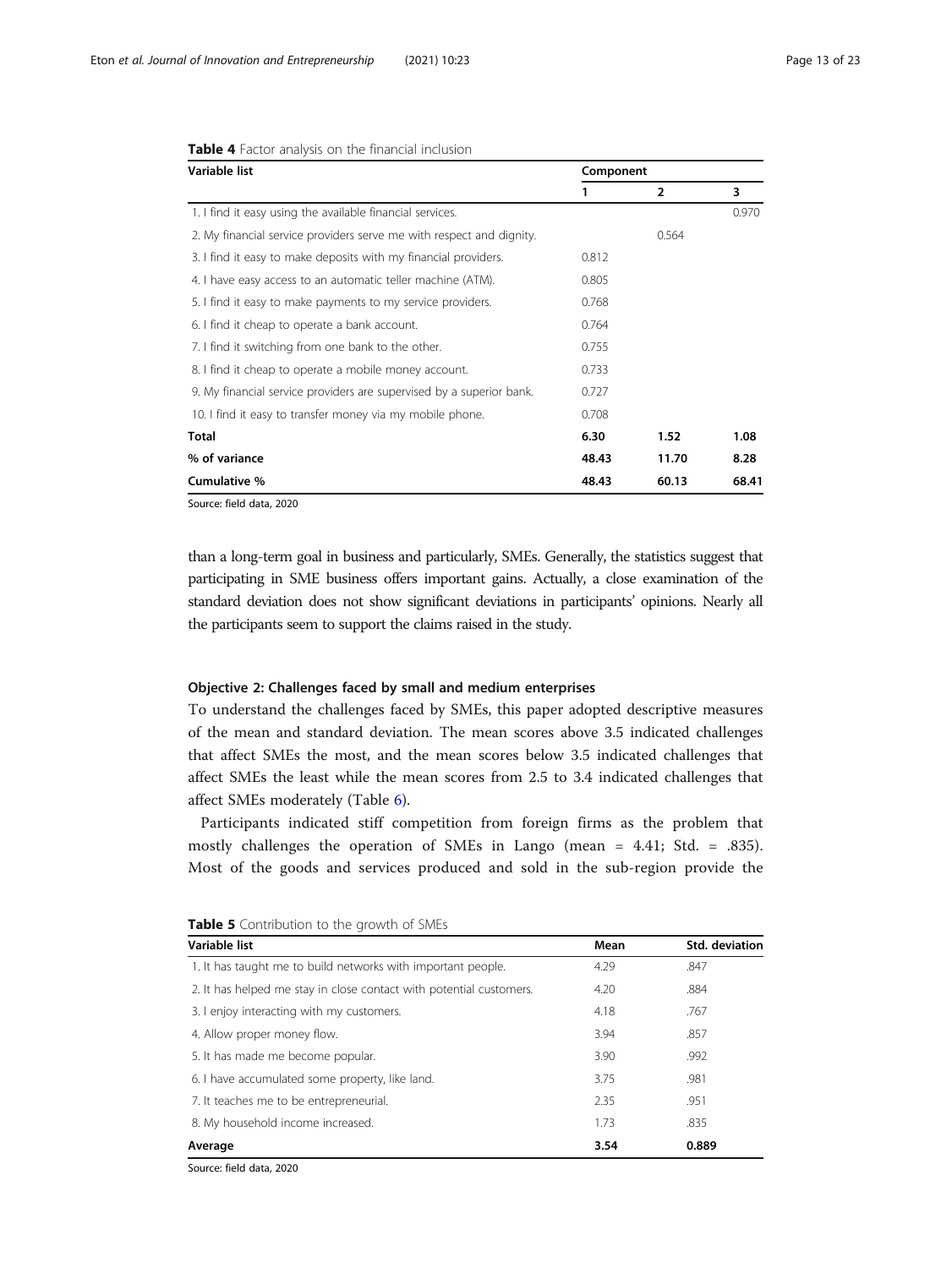**Table 4** Factor analysis on the financial inclusion

| Variable list | Component | | |
|---|---|---|---|
| | 1 | 2 | 3 |
| 1. I find it easy using the available financial services. | | | 0.970 |
| 2. My financial service providers serve me with respect and dignity. | | 0.564 | |
| 3. I find it easy to make deposits with my financial providers. | 0.812 | | |
| 4. I have easy access to an automatic teller machine (ATM). | 0.805 | | |
| 5. I find it easy to make payments to my service providers. | 0.768 | | |
| 6. I find it cheap to operate a bank account. | 0.764 | | |
| 7. I find it switching from one bank to the other. | 0.755 | | |
| 8. I find it cheap to operate a mobile money account. | 0.733 | | |
| 9. My financial service providers are supervised by a superior bank. | 0.727 | | |
| 10. I find it easy to transfer money via my mobile phone. | 0.708 | | |
| **Total** | **6.30** | **1.52** | **1.08** |
| **% of variance** | **48.43** | **11.70** | **8.28** |
| **Cumulative %** | **48.43** | **60.13** | **68.41** |

Source: field data, 2020

than a long-term goal in business and particularly, SMEs. Generally, the statistics suggest that participating in SME business offers important gains. Actually, a close examination of the standard deviation does not show significant deviations in participants' opinions. Nearly all the participants seem to support the claims raised in the study.

### Objective 2: Challenges faced by small and medium enterprises

To understand the challenges faced by SMEs, this paper adopted descriptive measures of the mean and standard deviation. The mean scores above 3.5 indicated challenges that affect SMEs the most, and the mean scores below 3.5 indicated challenges that affect SMEs the least while the mean scores from 2.5 to 3.4 indicated challenges that affect SMEs moderately (Table 6).

Participants indicated stiff competition from foreign firms as the problem that mostly challenges the operation of SMEs in Lango (mean = 4.41; Std. = .835). Most of the goods and services produced and sold in the sub-region provide the

**Table 5** Contribution to the growth of SMEs

| Variable list | Mean | Std. deviation |
|---|---|---|
| 1. It has taught me to build networks with important people. | 4.29 | .847 |
| 2. It has helped me stay in close contact with potential customers. | 4.20 | .884 |
| 3. I enjoy interacting with my customers. | 4.18 | .767 |
| 4. Allow proper money flow. | 3.94 | .857 |
| 5. It has made me become popular. | 3.90 | .992 |
| 6. I have accumulated some property, like land. | 3.75 | .981 |
| 7. It teaches me to be entrepreneurial. | 2.35 | .951 |
| 8. My household income increased. | 1.73 | .835 |
| **Average** | **3.54** | **0.889** |

Source: field data, 2020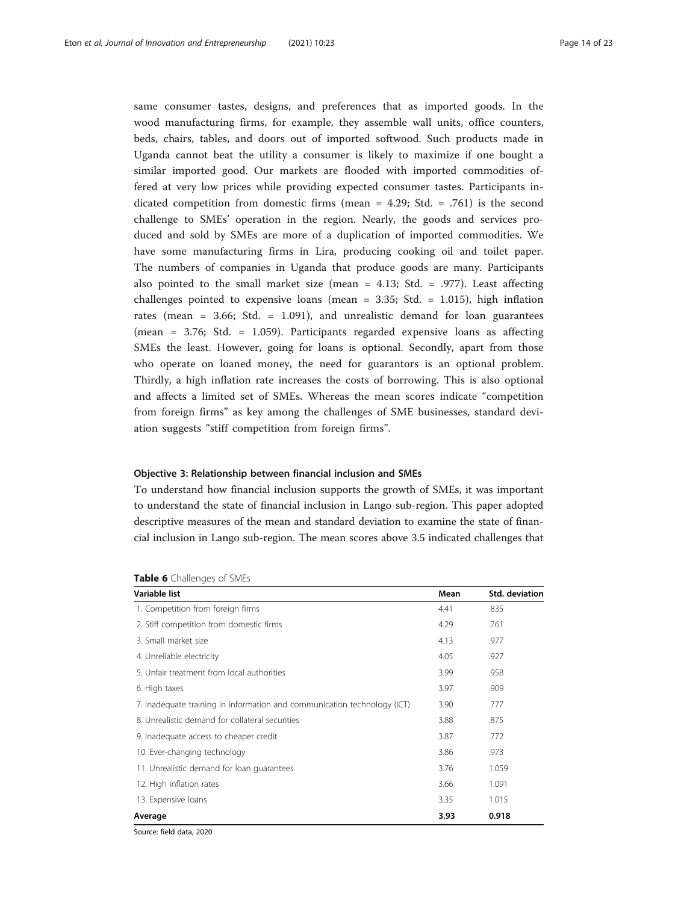same consumer tastes, designs, and preferences that as imported goods. In the wood manufacturing firms, for example, they assemble wall units, office counters, beds, chairs, tables, and doors out of imported softwood. Such products made in Uganda cannot beat the utility a consumer is likely to maximize if one bought a similar imported good. Our markets are flooded with imported commodities offered at very low prices while providing expected consumer tastes. Participants indicated competition from domestic firms (mean = 4.29; Std. = .761) is the second challenge to SMEs' operation in the region. Nearly, the goods and services produced and sold by SMEs are more of a duplication of imported commodities. We have some manufacturing firms in Lira, producing cooking oil and toilet paper. The numbers of companies in Uganda that produce goods are many. Participants also pointed to the small market size (mean = 4.13; Std. = .977). Least affecting challenges pointed to expensive loans (mean = 3.35; Std. = 1.015), high inflation rates (mean = 3.66; Std. = 1.091), and unrealistic demand for loan guarantees (mean = 3.76; Std. = 1.059). Participants regarded expensive loans as affecting SMEs the least. However, going for loans is optional. Secondly, apart from those who operate on loaned money, the need for guarantors is an optional problem. Thirdly, a high inflation rate increases the costs of borrowing. This is also optional and affects a limited set of SMEs. Whereas the mean scores indicate "competition from foreign firms" as key among the challenges of SME businesses, standard deviation suggests "stiff competition from foreign firms".

#### Objective 3: Relationship between financial inclusion and SMEs

To understand how financial inclusion supports the growth of SMEs, it was important to understand the state of financial inclusion in Lango sub-region. This paper adopted descriptive measures of the mean and standard deviation to examine the state of financial inclusion in Lango sub-region. The mean scores above 3.5 indicated challenges that

**Table 6** Challenges of SMEs

| Variable list | Mean | Std. deviation |
|---|---|---|
| 1. Competition from foreign firms | 4.41 | .835 |
| 2. Stiff competition from domestic firms | 4.29 | .761 |
| 3. Small market size | 4.13 | .977 |
| 4. Unreliable electricity | 4.05 | .927 |
| 5. Unfair treatment from local authorities | 3.99 | .958 |
| 6. High taxes | 3.97 | .909 |
| 7. Inadequate training in information and communication technology (ICT) | 3.90 | .777 |
| 8. Unrealistic demand for collateral securities | 3.88 | .875 |
| 9. Inadequate access to cheaper credit | 3.87 | .772 |
| 10. Ever-changing technology | 3.86 | .973 |
| 11. Unrealistic demand for loan guarantees | 3.76 | 1.059 |
| 12. High inflation rates | 3.66 | 1.091 |
| 13. Expensive loans | 3.35 | 1.015 |
| **Average** | **3.93** | **0.918** |

Source: field data, 2020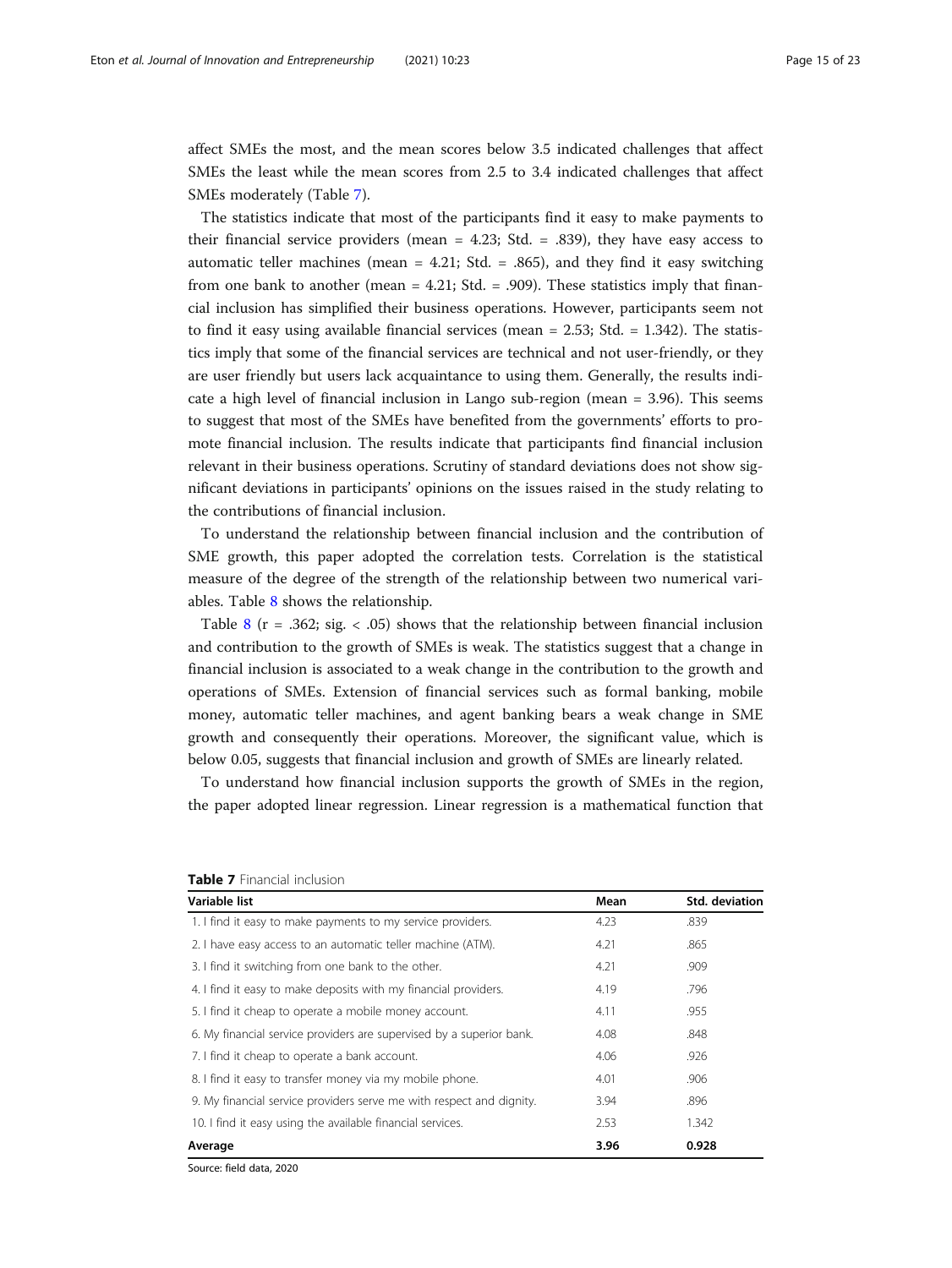affect SMEs the most, and the mean scores below 3.5 indicated challenges that affect SMEs the least while the mean scores from 2.5 to 3.4 indicated challenges that affect SMEs moderately (Table 7).

The statistics indicate that most of the participants find it easy to make payments to their financial service providers (mean = 4.23; Std. = .839), they have easy access to automatic teller machines (mean = 4.21; Std. = .865), and they find it easy switching from one bank to another (mean = 4.21; Std. = .909). These statistics imply that financial inclusion has simplified their business operations. However, participants seem not to find it easy using available financial services (mean = 2.53; Std. = 1.342). The statistics imply that some of the financial services are technical and not user-friendly, or they are user friendly but users lack acquaintance to using them. Generally, the results indicate a high level of financial inclusion in Lango sub-region (mean = 3.96). This seems to suggest that most of the SMEs have benefited from the governments' efforts to promote financial inclusion. The results indicate that participants find financial inclusion relevant in their business operations. Scrutiny of standard deviations does not show significant deviations in participants' opinions on the issues raised in the study relating to the contributions of financial inclusion.

To understand the relationship between financial inclusion and the contribution of SME growth, this paper adopted the correlation tests. Correlation is the statistical measure of the degree of the strength of the relationship between two numerical variables. Table 8 shows the relationship.

Table 8 ($r = .362$; sig. $< .05$) shows that the relationship between financial inclusion and contribution to the growth of SMEs is weak. The statistics suggest that a change in financial inclusion is associated to a weak change in the contribution to the growth and operations of SMEs. Extension of financial services such as formal banking, mobile money, automatic teller machines, and agent banking bears a weak change in SME growth and consequently their operations. Moreover, the significant value, which is below 0.05, suggests that financial inclusion and growth of SMEs are linearly related.

To understand how financial inclusion supports the growth of SMEs in the region, the paper adopted linear regression. Linear regression is a mathematical function that

**Table 7** Financial inclusion

| Variable list | Mean | Std. deviation |
|---|---|---|
| 1. I find it easy to make payments to my service providers. | 4.23 | .839 |
| 2. I have easy access to an automatic teller machine (ATM). | 4.21 | .865 |
| 3. I find it switching from one bank to the other. | 4.21 | .909 |
| 4. I find it easy to make deposits with my financial providers. | 4.19 | .796 |
| 5. I find it cheap to operate a mobile money account. | 4.11 | .955 |
| 6. My financial service providers are supervised by a superior bank. | 4.08 | .848 |
| 7. I find it cheap to operate a bank account. | 4.06 | .926 |
| 8. I find it easy to transfer money via my mobile phone. | 4.01 | .906 |
| 9. My financial service providers serve me with respect and dignity. | 3.94 | .896 |
| 10. I find it easy using the available financial services. | 2.53 | 1.342 |
| **Average** | **3.96** | **0.928** |

Source: field data, 2020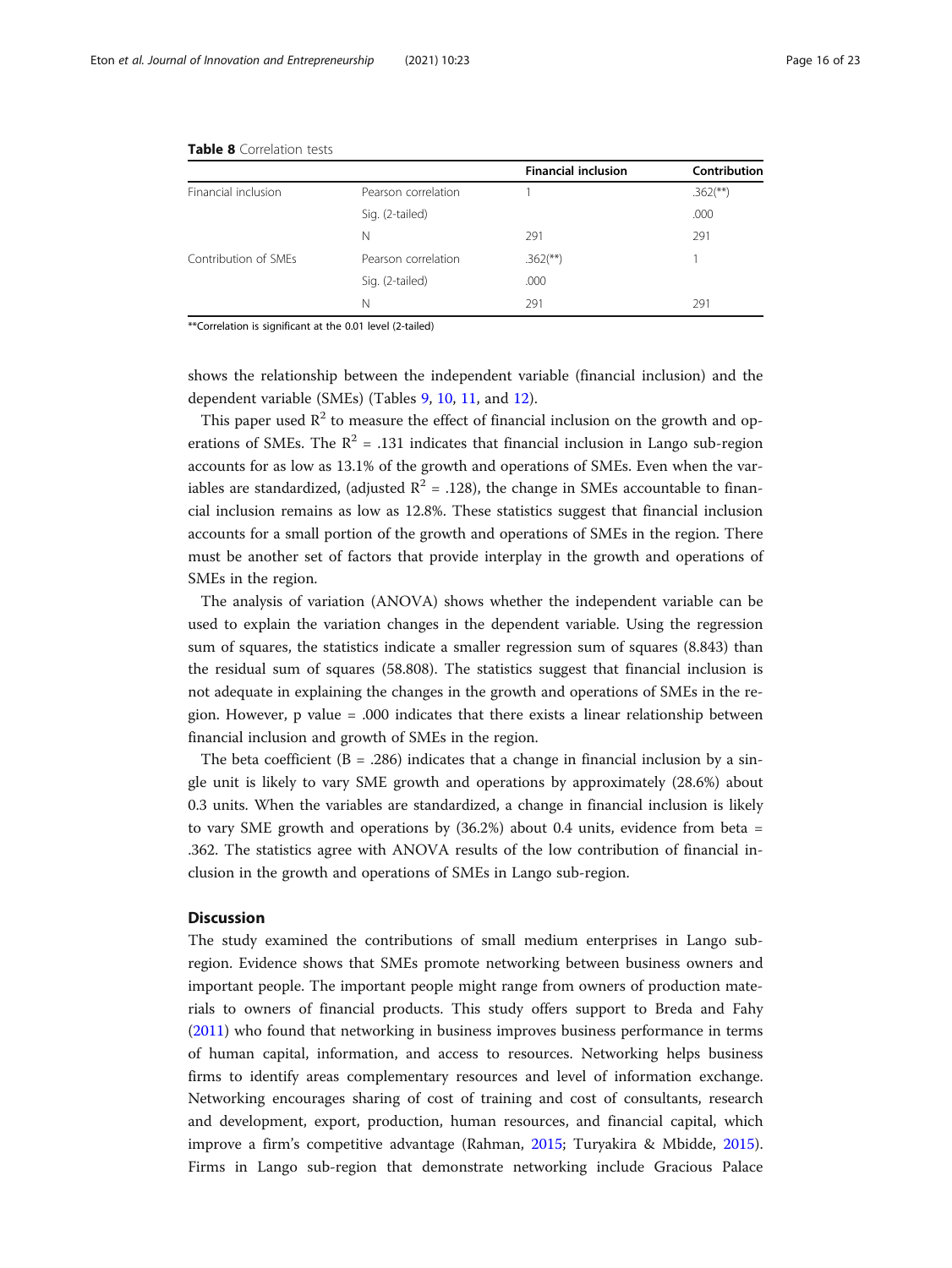**Table 8** Correlation tests

| | | Financial inclusion | Contribution |
|---|---|---|---|
| Financial inclusion | Pearson correlation | 1 | .362(**) |
| | Sig. (2-tailed) | | .000 |
| | N | 291 | 291 |
| Contribution of SMEs | Pearson correlation | .362(**) | 1 |
| | Sig. (2-tailed) | .000 | |
| | N | 291 | 291 |

**Correlation is significant at the 0.01 level (2-tailed)

shows the relationship between the independent variable (financial inclusion) and the dependent variable (SMEs) (Tables 9, 10, 11, and 12).

This paper used $R^2$ to measure the effect of financial inclusion on the growth and operations of SMEs. The $R^2 = .131$ indicates that financial inclusion in Lango sub-region accounts for as low as 13.1% of the growth and operations of SMEs. Even when the variables are standardized, (adjusted $R^2 = .128$), the change in SMEs accountable to financial inclusion remains as low as 12.8%. These statistics suggest that financial inclusion accounts for a small portion of the growth and operations of SMEs in the region. There must be another set of factors that provide interplay in the growth and operations of SMEs in the region.

The analysis of variation (ANOVA) shows whether the independent variable can be used to explain the variation changes in the dependent variable. Using the regression sum of squares, the statistics indicate a smaller regression sum of squares (8.843) than the residual sum of squares (58.808). The statistics suggest that financial inclusion is not adequate in explaining the changes in the growth and operations of SMEs in the region. However, p value = .000 indicates that there exists a linear relationship between financial inclusion and growth of SMEs in the region.

The beta coefficient (B = .286) indicates that a change in financial inclusion by a single unit is likely to vary SME growth and operations by approximately (28.6%) about 0.3 units. When the variables are standardized, a change in financial inclusion is likely to vary SME growth and operations by (36.2%) about 0.4 units, evidence from beta = .362. The statistics agree with ANOVA results of the low contribution of financial inclusion in the growth and operations of SMEs in Lango sub-region.

## Discussion

The study examined the contributions of small medium enterprises in Lango sub-region. Evidence shows that SMEs promote networking between business owners and important people. The important people might range from owners of production materials to owners of financial products. This study offers support to Breda and Fahy (2011) who found that networking in business improves business performance in terms of human capital, information, and access to resources. Networking helps business firms to identify areas complementary resources and level of information exchange. Networking encourages sharing of cost of training and cost of consultants, research and development, export, production, human resources, and financial capital, which improve a firm's competitive advantage (Rahman, 2015; Turyakira & Mbidde, 2015). Firms in Lango sub-region that demonstrate networking include Gracious Palace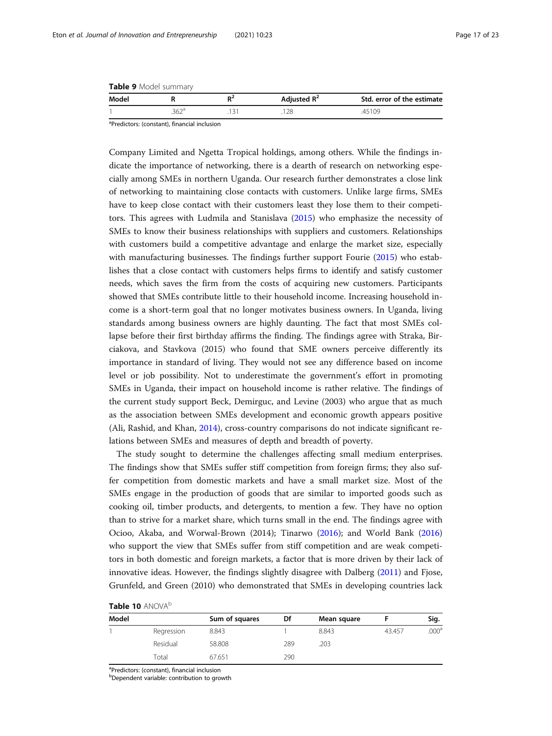**Table 9** Model summary

| Model | R | $R^2$ | Adjusted $R^2$ | Std. error of the estimate |
|---|---|---|---|---|
| 1 | .362[a] | .131 | .128 | .45109 |

[a]Predictors: (constant), financial inclusion

Company Limited and Ngetta Tropical holdings, among others. While the findings indicate the importance of networking, there is a dearth of research on networking especially among SMEs in northern Uganda. Our research further demonstrates a close link of networking to maintaining close contacts with customers. Unlike large firms, SMEs have to keep close contact with their customers least they lose them to their competitors. This agrees with Ludmila and Stanislava (2015) who emphasize the necessity of SMEs to know their business relationships with suppliers and customers. Relationships with customers build a competitive advantage and enlarge the market size, especially with manufacturing businesses. The findings further support Fourie (2015) who establishes that a close contact with customers helps firms to identify and satisfy customer needs, which saves the firm from the costs of acquiring new customers. Participants showed that SMEs contribute little to their household income. Increasing household income is a short-term goal that no longer motivates business owners. In Uganda, living standards among business owners are highly daunting. The fact that most SMEs collapse before their first birthday affirms the finding. The findings agree with Straka, Birciakova, and Stavkova (2015) who found that SME owners perceive differently its importance in standard of living. They would not see any difference based on income level or job possibility. Not to underestimate the government's effort in promoting SMEs in Uganda, their impact on household income is rather relative. The findings of the current study support Beck, Demirguc, and Levine (2003) who argue that as much as the association between SMEs development and economic growth appears positive (Ali, Rashid, and Khan, 2014), cross-country comparisons do not indicate significant relations between SMEs and measures of depth and breadth of poverty.

The study sought to determine the challenges affecting small medium enterprises. The findings show that SMEs suffer stiff competition from foreign firms; they also suffer competition from domestic markets and have a small market size. Most of the SMEs engage in the production of goods that are similar to imported goods such as cooking oil, timber products, and detergents, to mention a few. They have no option than to strive for a market share, which turns small in the end. The findings agree with Ocioo, Akaba, and Worwal-Brown (2014); Tinarwo (2016); and World Bank (2016) who support the view that SMEs suffer from stiff competition and are weak competitors in both domestic and foreign markets, a factor that is more driven by their lack of innovative ideas. However, the findings slightly disagree with Dalberg (2011) and Fjose, Grunfeld, and Green (2010) who demonstrated that SMEs in developing countries lack

**Table 10** ANOVA[b]

| Model | | Sum of squares | Df | Mean square | F | Sig. |
|---|---|---|---|---|---|---|
| 1 | Regression | 8.843 | 1 | 8.843 | 43.457 | .000[a] |
| | Residual | 58.808 | 289 | .203 | | |
| | Total | 67.651 | 290 | | | |

[a]Predictors: (constant), financial inclusion
[b]Dependent variable: contribution to growth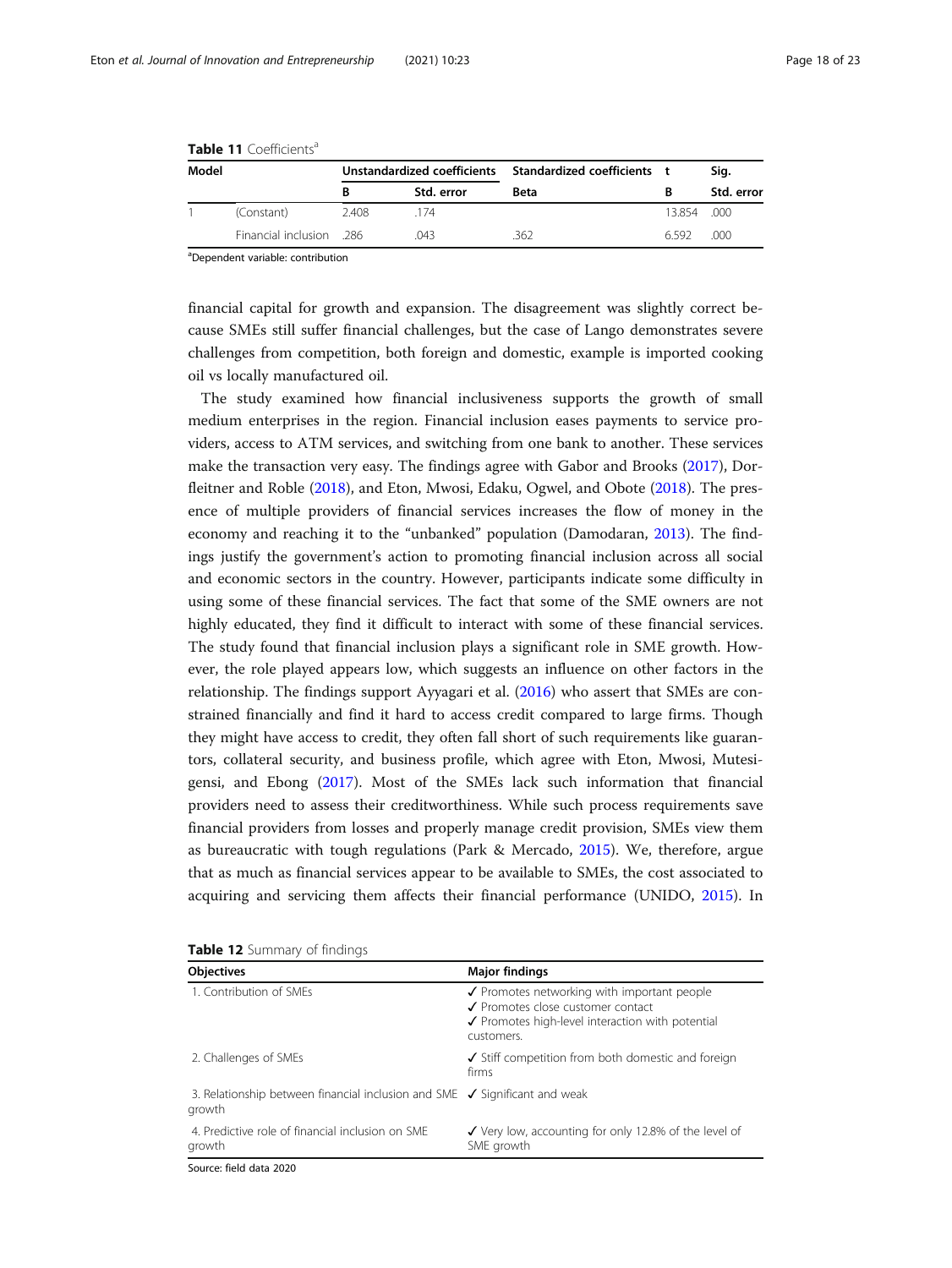**Table 11** Coefficients[a]

| Model | | Unstandardized coefficients | | Standardized coefficients | t | Sig. |
|---|---|---|---|---|---|---|
| | | B | Std. error | Beta | B | Std. error |
| 1 | (Constant) | 2.408 | .174 | | 13.854 | .000 |
| | Financial inclusion | .286 | .043 | .362 | 6.592 | .000 |

[a]Dependent variable: contribution

financial capital for growth and expansion. The disagreement was slightly correct because SMEs still suffer financial challenges, but the case of Lango demonstrates severe challenges from competition, both foreign and domestic, example is imported cooking oil vs locally manufactured oil.

The study examined how financial inclusiveness supports the growth of small medium enterprises in the region. Financial inclusion eases payments to service providers, access to ATM services, and switching from one bank to another. These services make the transaction very easy. The findings agree with Gabor and Brooks (2017), Dorfleitner and Roble (2018), and Eton, Mwosi, Edaku, Ogwel, and Obote (2018). The presence of multiple providers of financial services increases the flow of money in the economy and reaching it to the "unbanked" population (Damodaran, 2013). The findings justify the government's action to promoting financial inclusion across all social and economic sectors in the country. However, participants indicate some difficulty in using some of these financial services. The fact that some of the SME owners are not highly educated, they find it difficult to interact with some of these financial services. The study found that financial inclusion plays a significant role in SME growth. However, the role played appears low, which suggests an influence on other factors in the relationship. The findings support Ayyagari et al. (2016) who assert that SMEs are constrained financially and find it hard to access credit compared to large firms. Though they might have access to credit, they often fall short of such requirements like guarantors, collateral security, and business profile, which agree with Eton, Mwosi, Mutesigensi, and Ebong (2017). Most of the SMEs lack such information that financial providers need to assess their creditworthiness. While such process requirements save financial providers from losses and properly manage credit provision, SMEs view them as bureaucratic with tough regulations (Park & Mercado, 2015). We, therefore, argue that as much as financial services appear to be available to SMEs, the cost associated to acquiring and servicing them affects their financial performance (UNIDO, 2015). In

**Table 12** Summary of findings

| Objectives | Major findings |
|---|---|
| 1. Contribution of SMEs | ✓ Promotes networking with important people<br>✓ Promotes close customer contact<br>✓ Promotes high-level interaction with potential customers. |
| 2. Challenges of SMEs | ✓ Stiff competition from both domestic and foreign firms |
| 3. Relationship between financial inclusion and SME growth | ✓ Significant and weak |
| 4. Predictive role of financial inclusion on SME growth | ✓ Very low, accounting for only 12.8% of the level of SME growth |

Source: field data 2020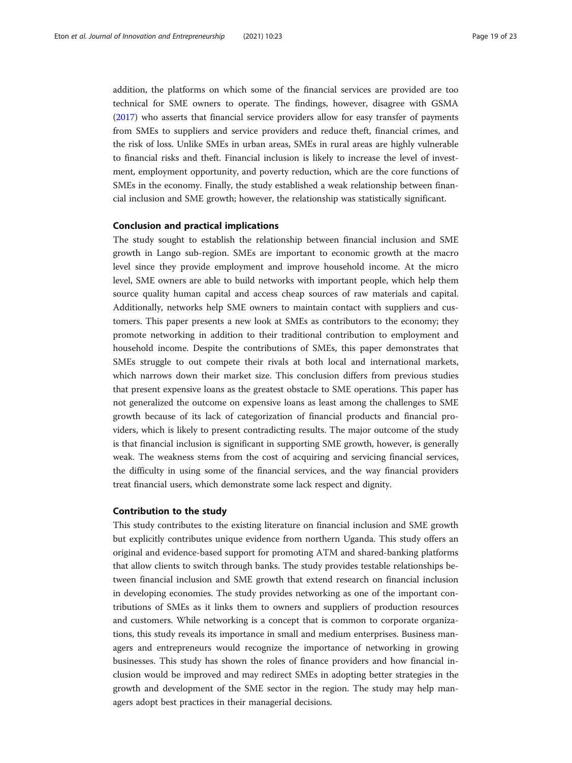addition, the platforms on which some of the financial services are provided are too technical for SME owners to operate. The findings, however, disagree with GSMA (2017) who asserts that financial service providers allow for easy transfer of payments from SMEs to suppliers and service providers and reduce theft, financial crimes, and the risk of loss. Unlike SMEs in urban areas, SMEs in rural areas are highly vulnerable to financial risks and theft. Financial inclusion is likely to increase the level of investment, employment opportunity, and poverty reduction, which are the core functions of SMEs in the economy. Finally, the study established a weak relationship between financial inclusion and SME growth; however, the relationship was statistically significant.

## Conclusion and practical implications

The study sought to establish the relationship between financial inclusion and SME growth in Lango sub-region. SMEs are important to economic growth at the macro level since they provide employment and improve household income. At the micro level, SME owners are able to build networks with important people, which help them source quality human capital and access cheap sources of raw materials and capital. Additionally, networks help SME owners to maintain contact with suppliers and customers. This paper presents a new look at SMEs as contributors to the economy; they promote networking in addition to their traditional contribution to employment and household income. Despite the contributions of SMEs, this paper demonstrates that SMEs struggle to out compete their rivals at both local and international markets, which narrows down their market size. This conclusion differs from previous studies that present expensive loans as the greatest obstacle to SME operations. This paper has not generalized the outcome on expensive loans as least among the challenges to SME growth because of its lack of categorization of financial products and financial providers, which is likely to present contradicting results. The major outcome of the study is that financial inclusion is significant in supporting SME growth, however, is generally weak. The weakness stems from the cost of acquiring and servicing financial services, the difficulty in using some of the financial services, and the way financial providers treat financial users, which demonstrate some lack respect and dignity.

## Contribution to the study

This study contributes to the existing literature on financial inclusion and SME growth but explicitly contributes unique evidence from northern Uganda. This study offers an original and evidence-based support for promoting ATM and shared-banking platforms that allow clients to switch through banks. The study provides testable relationships between financial inclusion and SME growth that extend research on financial inclusion in developing economies. The study provides networking as one of the important contributions of SMEs as it links them to owners and suppliers of production resources and customers. While networking is a concept that is common to corporate organizations, this study reveals its importance in small and medium enterprises. Business managers and entrepreneurs would recognize the importance of networking in growing businesses. This study has shown the roles of finance providers and how financial inclusion would be improved and may redirect SMEs in adopting better strategies in the growth and development of the SME sector in the region. The study may help managers adopt best practices in their managerial decisions.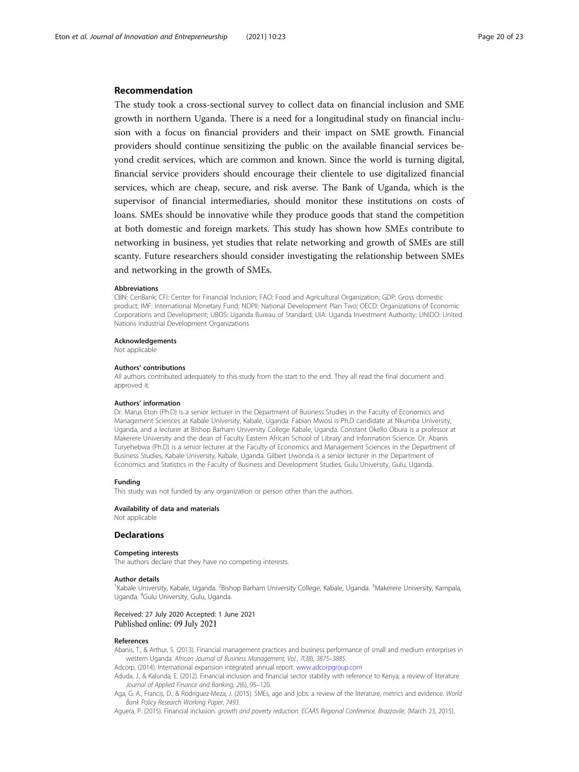## Recommendation

The study took a cross-sectional survey to collect data on financial inclusion and SME growth in northern Uganda. There is a need for a longitudinal study on financial inclusion with a focus on financial providers and their impact on SME growth. Financial providers should continue sensitizing the public on the available financial services beyond credit services, which are common and known. Since the world is turning digital, financial service providers should encourage their clientele to use digitalized financial services, which are cheap, secure, and risk averse. The Bank of Uganda, which is the supervisor of financial intermediaries, should monitor these institutions on costs of loans. SMEs should be innovative while they produce goods that stand the competition at both domestic and foreign markets. This study has shown how SMEs contribute to networking in business, yet studies that relate networking and growth of SMEs are still scanty. Future researchers should consider investigating the relationship between SMEs and networking in the growth of SMEs.

#### Abbreviations

CBN: CenBank; CFI: Center for Financial Inclusion; FAO: Food and Agricultural Organization; GDP: Gross domestic product; IMF: International Monetary Fund; NDPII: National Development Plan Two; OECD: Organizations of Economic Corporations and Development; UBOS: Uganda Bureau of Standard; UIA: Uganda Investment Authority; UNIDO: United Nations Industrial Development Organizations

#### Acknowledgements

Not applicable

#### Authors' contributions

All authors contributed adequately to this study from the start to the end. They all read the final document and approved it.

#### Authors' information

Dr. Marus Eton (Ph.D) is a senior lecturer in the Department of Business Studies in the Faculty of Economics and Management Sciences at Kabale University, Kabale, Uganda. Fabian Mwosi is Ph.D candidate at Nkumba University, Uganda, and a lecturer at Bishop Barham University College Kabale, Uganda. Constant Okello Obura is a professor at Makerere University and the dean of Faculty Eastern African School of Library and Information Science. Dr. Abanis Turyehebwa (Ph.D) is a senior lecturer at the Faculty of Economics and Management Sciences in the Department of Business Studies, Kabale University, Kabale, Uganda. Gilbert Uwonda is a senior lecturer in the Department of Economics and Statistics in the Faculty of Business and Development Studies, Gulu University, Gulu, Uganda.

#### Funding

This study was not funded by any organization or person other than the authors.

#### Availability of data and materials

Not applicable

### Declarations

#### Competing interests

The authors declare that they have no competing interests.

#### Author details

[1]Kabale University, Kabale, Uganda. [2]Bishop Barham University College, Kabale, Uganda. [3]Makerere University, Kampala, Uganda. [4]Gulu University, Gulu, Uganda.

Received: 27 July 2020 Accepted: 1 June 2021
Published online: 09 July 2021

#### References

Abanis, T., & Arthur, S. (2013). Financial management practices and business performance of small and medium enterprises in western Uganda. *African Journal of Business Management, Vol., 7*(38), *3875–3885*.

Adcorp, (2014). International expansion integrated annual report. www.adcorpgroup.com

Aduda, J., & Kalunda, E. (2012). Financial inclusion and financial sector stability with reference to Kenya; a review of literature. *Journal of Applied Finance and Banking*, *2*(6), 95–120.

Aga, G. A., Francis, D., & Rodriguez-Meza, J. (2015). SMEs, age and jobs: a review of the literature, metrics and evidence. *World Bank Policy Research Working Paper*, *7493*.

Aguera, P. (2015). Financial inclusion. *growth and poverty reduction. ECAAS Regional Conference. Brazzavile*, (March 23, 2015).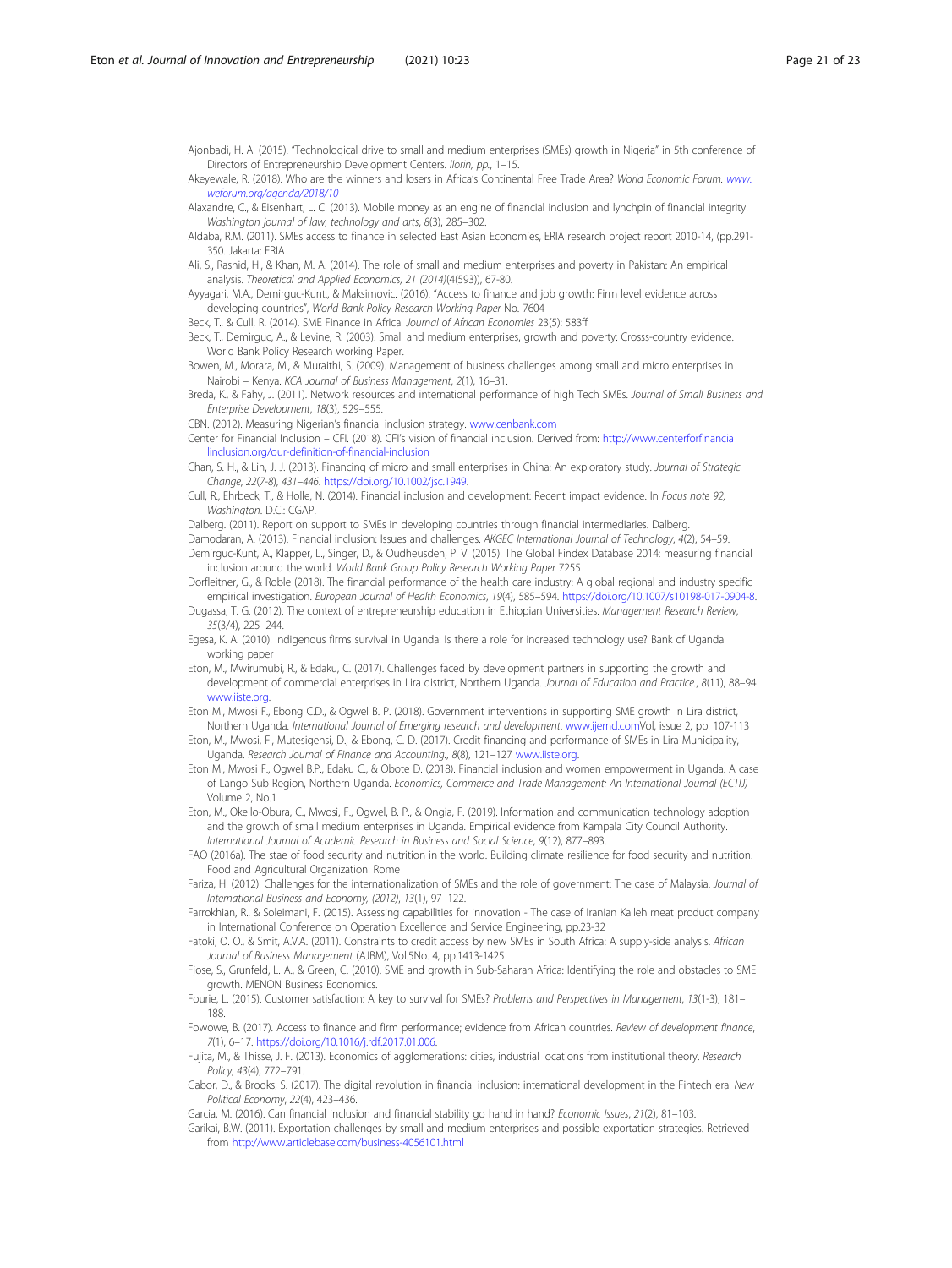Ajonbadi, H. A. (2015). "Technological drive to small and medium enterprises (SMEs) growth in Nigeria" in 5th conference of Directors of Entrepreneurship Development Centers. *Ilorin, pp.*, 1–15.

Akeyewale, R. (2018). Who are the winners and losers in Africa's Continental Free Trade Area? *World Economic Forum. www.weforum.org/agenda/2018/10*

Alaxandre, C., & Eisenhart, L. C. (2013). Mobile money as an engine of financial inclusion and lynchpin of financial integrity. *Washington journal of law, technology and arts*, *8*(3), 285–302.

Aldaba, R.M. (2011). SMEs access to finance in selected East Asian Economies, ERIA research project report 2010-14, (pp.291-350. Jakarta: ERIA

Ali, S., Rashid, H., & Khan, M. A. (2014). The role of small and medium enterprises and poverty in Pakistan: An empirical analysis. *Theoretical and Applied Economics, 21 (2014)*(4(593)), 67-80.

Ayyagari, M.A., Demirguc-Kunt., & Maksimovic. (2016). "Access to finance and job growth: Firm level evidence across developing countries", *World Bank Policy Research Working Paper* No. 7604

Beck, T., & Cull, R. (2014). SME Finance in Africa. *Journal of African Economies* 23(5): 583ff

Beck, T., Demirguc, A., & Levine, R. (2003). Small and medium enterprises, growth and poverty: Crosss-country evidence. World Bank Policy Research working Paper.

Bowen, M., Morara, M., & Muraithi, S. (2009). Management of business challenges among small and micro enterprises in Nairobi – Kenya. *KCA Journal of Business Management*, *2*(1), 16–31.

Breda, K., & Fahy, J. (2011). Network resources and international performance of high Tech SMEs. *Journal of Small Business and Enterprise Development*, *18*(3), 529–555.

CBN. (2012). Measuring Nigerian's financial inclusion strategy. www.cenbank.com

Center for Financial Inclusion – CFI. (2018). CFI's vision of financial inclusion. Derived from: http://www.centerforfinancialinclusion.org/our-definition-of-financial-inclusion

Chan, S. H., & Lin, J. J. (2013). Financing of micro and small enterprises in China: An exploratory study. *Journal of Strategic Change, 22*(7-8), *431–446*. https://doi.org/10.1002/jsc.1949.

Cull, R., Ehrbeck, T., & Holle, N. (2014). Financial inclusion and development: Recent impact evidence. In *Focus note 92, Washington*. D.C.: CGAP.

Dalberg. (2011). Report on support to SMEs in developing countries through financial intermediaries. Dalberg.

Damodaran, A. (2013). Financial inclusion: Issues and challenges. *AKGEC International Journal of Technology*, *4*(2), 54–59.

Demirguc-Kunt, A., Klapper, L., Singer, D., & Oudheusden, P. V. (2015). The Global Findex Database 2014: measuring financial inclusion around the world. *World Bank Group Policy Research Working Paper* 7255

Dorfleitner, G., & Roble (2018). The financial performance of the health care industry: A global regional and industry specific empirical investigation. *European Journal of Health Economics*, *19*(4), 585–594. https://doi.org/10.1007/s10198-017-0904-8.

Dugassa, T. G. (2012). The context of entrepreneurship education in Ethiopian Universities. *Management Research Review*, *35*(3/4), 225–244.

Egesa, K. A. (2010). Indigenous firms survival in Uganda: Is there a role for increased technology use? Bank of Uganda working paper

Eton, M., Mwirumubi, R., & Edaku, C. (2017). Challenges faced by development partners in supporting the growth and development of commercial enterprises in Lira district, Northern Uganda. *Journal of Education and Practice.*, *8*(11), 88–94 www.iiste.org.

Eton M., Mwosi F., Ebong C.D., & Ogwel B. P. (2018). Government interventions in supporting SME growth in Lira district, Northern Uganda. *International Journal of Emerging research and development*. www.ijernd.comVol, issue 2, pp. 107-113

Eton, M., Mwosi, F., Mutesigensi, D., & Ebong, C. D. (2017). Credit financing and performance of SMEs in Lira Municipality, Uganda. *Research Journal of Finance and Accounting.*, *8*(8), 121–127 www.iiste.org.

Eton M., Mwosi F., Ogwel B.P., Edaku C., & Obote D. (2018). Financial inclusion and women empowerment in Uganda. A case of Lango Sub Region, Northern Uganda. *Economics, Commerce and Trade Management: An International Journal (ECTIJ)* Volume 2, No.1

Eton, M., Okello-Obura, C., Mwosi, F., Ogwel, B. P., & Ongia, F. (2019). Information and communication technology adoption and the growth of small medium enterprises in Uganda. Empirical evidence from Kampala City Council Authority. *International Journal of Academic Research in Business and Social Science*, *9*(12), 877–893.

FAO (2016a). The stae of food security and nutrition in the world. Building climate resilience for food security and nutrition. Food and Agricultural Organization: Rome

Fariza, H. (2012). Challenges for the internationalization of SMEs and the role of government: The case of Malaysia. *Journal of International Business and Economy, (2012)*, *13*(1), 97–122.

Farrokhian, R., & Soleimani, F. (2015). Assessing capabilities for innovation - The case of Iranian Kalleh meat product company in International Conference on Operation Excellence and Service Engineering, pp.23-32

Fatoki, O. O., & Smit, A.V.A. (2011). Constraints to credit access by new SMEs in South Africa: A supply-side analysis. *African Journal of Business Management* (AJBM), Vol.5No. 4, pp.1413-1425

Fjose, S., Grunfeld, L. A., & Green, C. (2010). SME and growth in Sub-Saharan Africa: Identifying the role and obstacles to SME growth. MENON Business Economics.

Fourie, L. (2015). Customer satisfaction: A key to survival for SMEs? *Problems and Perspectives in Management*, *13*(1-3), 181–188.

Fowowe, B. (2017). Access to finance and firm performance; evidence from African countries. *Review of development finance*, *7*(1), 6–17. https://doi.org/10.1016/j.rdf.2017.01.006.

Fujita, M., & Thisse, J. F. (2013). Economics of agglomerations: cities, industrial locations from institutional theory. *Research Policy*, *43*(4), 772–791.

Gabor, D., & Brooks, S. (2017). The digital revolution in financial inclusion: international development in the Fintech era. *New Political Economy*, *22*(4), 423–436.

Garcia, M. (2016). Can financial inclusion and financial stability go hand in hand? *Economic Issues*, *21*(2), 81–103.

Garikai, B.W. (2011). Exportation challenges by small and medium enterprises and possible exportation strategies. Retrieved from http://www.articlebase.com/business-4056101.html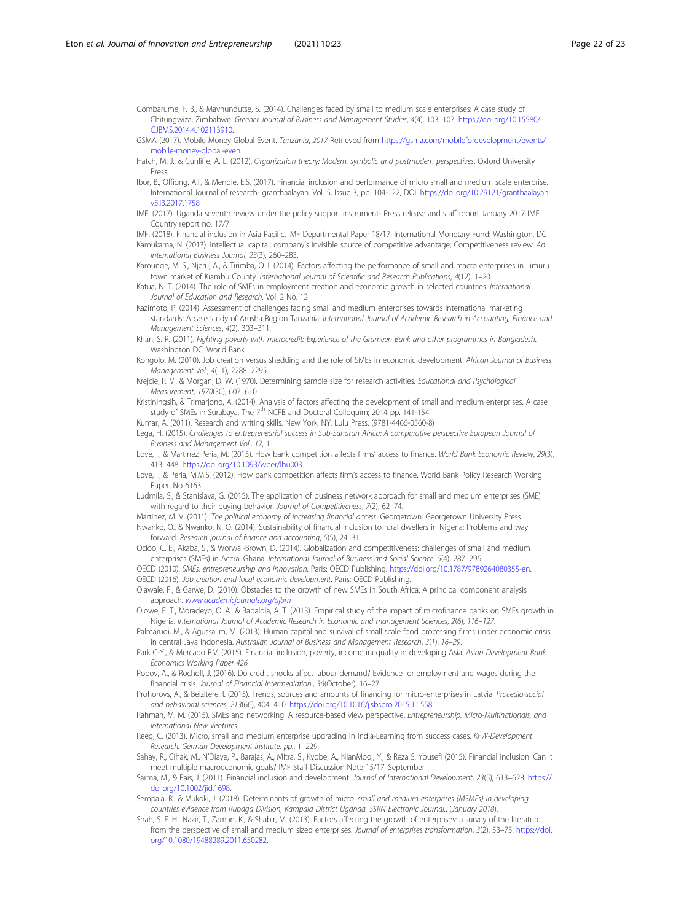Gombarume, F. B., & Mavhundutse, S. (2014). Challenges faced by small to medium scale enterprises: A case study of Chitungwiza, Zimbabwe. *Greener Journal of Business and Management Studies*, *4*(4), 103–107. https://doi.org/10.15580/GJBMS.2014.4.102113910.

GSMA (2017). Mobile Money Global Event. *Tanzania*, *2017* Retrieved from https://gsma.com/mobilefordevelopment/events/mobile-money-global-even.

Hatch, M. J., & Cunliffe, A. L. (2012). *Organization theory: Modern, symbolic and postmodern perspectives*. Oxford University Press.

Ibor, B., Offiong. A.I., & Mendie. E.S. (2017). Financial inclusion and performance of micro small and medium scale enterprise. International Journal of research- granthaalayah. Vol. 5, Issue 3, pp. 104-122, DOI: https://doi.org/10.29121/granthaalayah.v5.i3.2017.1758

IMF. (2017). Uganda seventh review under the policy support instrument- Press release and staff report January 2017 IMF Country report no. 17/7

IMF. (2018). Financial inclusion in Asia Pacific, IMF Departmental Paper 18/17, International Monetary Fund: Washington, DC

Kamukama, N. (2013). Intellectual capital; company's invisible source of competitive advantage; Competitiveness review. *An international Business Journal*, *23*(3), 260–283.

Kamunge, M. S., Njeru, A., & Tirimba, O. I. (2014). Factors affecting the performance of small and macro enterprises in Limuru town market of Kiambu County. *International Journal of Scientific and Research Publications*, *4*(12), 1–20.

Katua, N. T. (2014). The role of SMEs in employment creation and economic growth in selected countries. *International Journal of Education and Research*. Vol. 2 No. 12

Kazimoto, P. (2014). Assessment of challenges facing small and medium enterprises towards international marketing standards: A case study of Arusha Region Tanzania. *International Journal of Academic Research in Accounting, Finance and Management Sciences*, *4*(2), 303–311.

Khan, S. R. (2011). *Fighting poverty with microcredit: Experience of the Grameen Bank and other programmes in Bangladesh*. Washington DC: World Bank.

Kongolo, M. (2010). Job creation versus shedding and the role of SMEs in economic development. *African Journal of Business Management Vol.*, *4*(11), 2288–2295.

Krejcie, R. V., & Morgan, D. W. (1970). Determining sample size for research activities. *Educational and Psychological Measurement*, *1970*(30), 607–610.

Kristiningsih, & Trimarjono, A. (2014). Analysis of factors affecting the development of small and medium enterprises. A case study of SMEs in Surabaya, The 7th NCFB and Doctoral Colloquim; 2014 pp. 141-154

Kumar, A. (2011). Research and writing skills. New York, NY: Lulu Press. (9781-4466-0560-8)

Lega, H. (2015). *Challenges to entrepreneurial success in Sub-Saharan Africa: A comparative perspective European Journal of Business and Management Vol.*, *17*, 11.

Love, I., & Martinez Peria, M. (2015). How bank competition affects firms' access to finance. *World Bank Economic Review*, *29*(3), 413–448. https://doi.org/10.1093/wber/lhu003.

Love, I., & Peria, M.M.S. (2012). How bank competition affects firm's access to finance. World Bank Policy Research Working Paper, No 6163

Ludmila, S., & Stanislava, G. (2015). The application of business network approach for small and medium enterprises (SME) with regard to their buying behavior. *Journal of Competitiveness*, *7*(2), 62–74.

Martinez, M. V. (2011). *The political economy of increasing financial access*. Georgetown: Georgetown University Press.

Nwanko, O., & Nwanko, N. O. (2014). Sustainability of financial inclusion to rural dwellers in Nigeria: Problems and way forward. *Research journal of finance and accounting*, *5*(5), 24–31.

Ocioo, C. E., Akaba, S., & Worwal-Brown, D. (2014). Globalization and competitiveness: challenges of small and medium enterprises (SMEs) in Accra, Ghana. *International Journal of Business and Social Science*, *5*(4), 287–296.

OECD (2010). *SMEs, entrepreneurship and innovation*. Paris: OECD Publishing. https://doi.org/10.1787/9789264080355-en.

OECD (2016). *Job creation and local economic development*. Paris: OECD Publishing.

Olawale, F., & Garwe, D. (2010). Obstacles to the growth of new SMEs in South Africa: A principal component analysis approach. *www.academicjournals.org/ajbm*

Olowe, F. T., Moradeyo, O. A., & Babalola, A. T. (2013). Empirical study of the impact of microfinance banks on SMEs growth in Nigeria. *International Journal of Academic Research in Economic and management Sciences*, *2*(6), *116–127*.

Palmarudi, M., & Agussalim, M. (2013). Human capital and survival of small scale food processing firms under economic crisis in central Java Indonesia. *Australian Journal of Business and Management Research*, *3*(1), 16–29.

Park C-Y., & Mercado R.V. (2015). Financial inclusion, poverty, income inequality in developing Asia. *Asian Development Bank Economics Working Paper 426*.

Popov, A., & Rocholl, J. (2016). Do credit shocks affect labour demand? Evidence for employment and wages during the financial crisis. *Journal of Financial Intermediation.*, *36*(October), 16–27.

Prohorovs, A., & Beizitere, I. (2015). Trends, sources and amounts of financing for micro-enterprises in Latvia. *Procedia-social and behavioral sciences*, *213*(66), 404–410. https://doi.org/10.1016/j.sbspro.2015.11.558.

Rahman, M. M. (2015). SMEs and networking: A resource-based view perspective. *Entrepreneurship, Micro-Multinationals, and International New Ventures*.

Reeg, C. (2013). Micro, small and medium enterprise upgrading in India-Learning from success cases. *KFW-Development Research. German Development Institute. pp.*, 1–229.

Sahay, R., Cihak, M., N'Diaye, P., Barajas, A., Mitra, S., Kyobe, A., NianMooi, Y., & Reza S. Yousefi (2015). Financial inclusion: Can it meet multiple macroeconomic goals? IMF Staff Discussion Note 15/17, September

Sarma, M., & Pais, J. (2011). Financial inclusion and development. *Journal of International Development*, *23*(5), 613–628. https://doi.org/10.1002/jid.1698.

Sempala, R., & Mukoki, J. (2018). Determinants of growth of micro. *small and medium enterprises (MSMEs) in developing countries evidence from Rubaga Division, Kampala District Uganda. SSRN Electronic Journal.*, (*January 2018*).

Shah, S. F. H., Nazir, T., Zaman, K., & Shabir, M. (2013). Factors affecting the growth of enterprises: a survey of the literature from the perspective of small and medium sized enterprises. *Journal of enterprises transformation*, *3*(2), 53–75. https://doi.org/10.1080/19488289.2011.650282.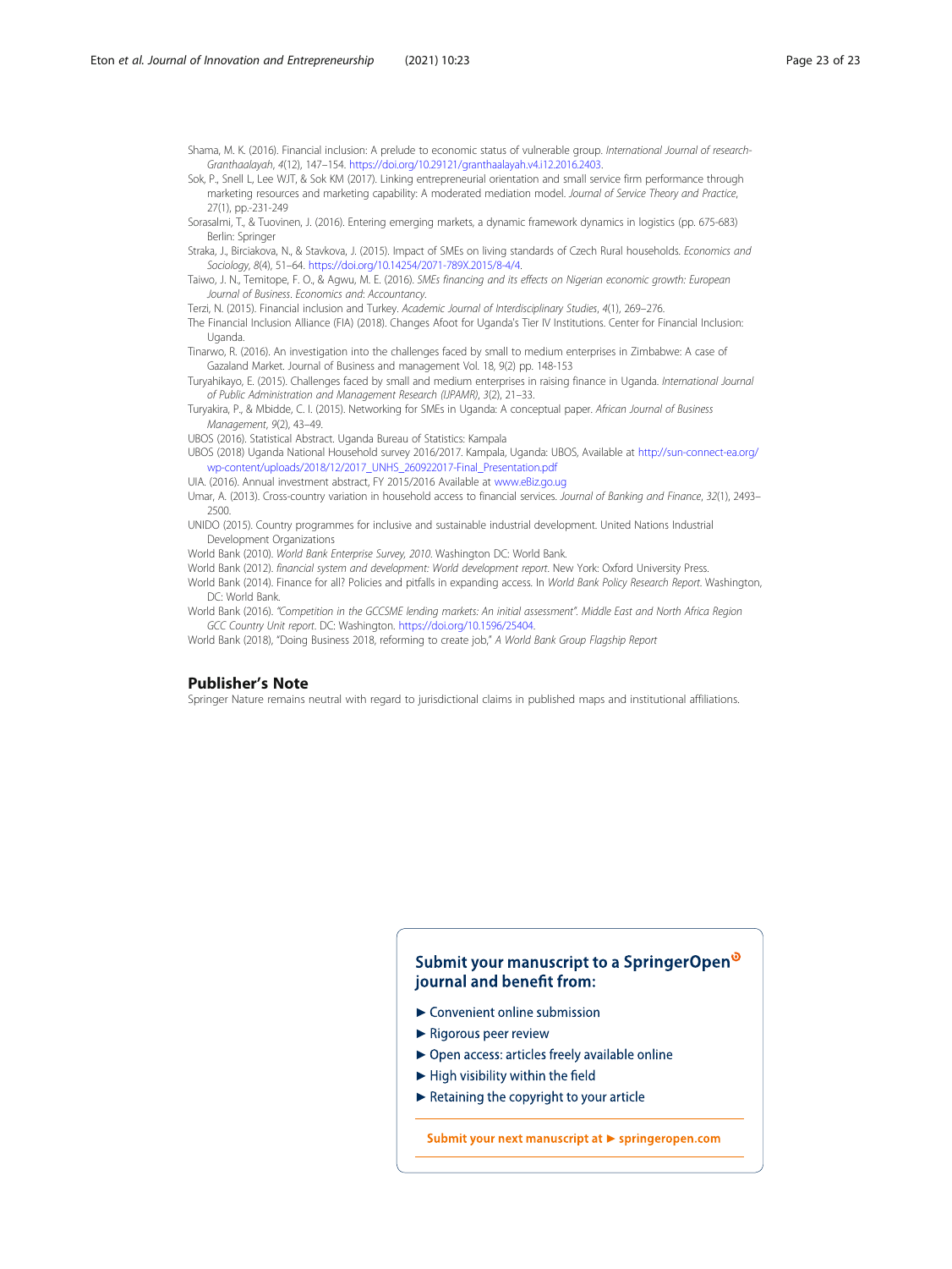Shama, M. K. (2016). Financial inclusion: A prelude to economic status of vulnerable group. *International Journal of research-Granthaalayah*, *4*(12), 147–154. https://doi.org/10.29121/granthaalayah.v4.i12.2016.2403.

Sok, P., Snell L, Lee WJT, & Sok KM (2017). Linking entrepreneurial orientation and small service firm performance through marketing resources and marketing capability: A moderated mediation model. *Journal of Service Theory and Practice*, 27(1), pp.-231-249

Sorasalmi, T., & Tuovinen, J. (2016). Entering emerging markets, a dynamic framework dynamics in logistics (pp. 675-683) Berlin: Springer

Straka, J., Birciakova, N., & Stavkova, J. (2015). Impact of SMEs on living standards of Czech Rural households. *Economics and Sociology*, *8*(4), 51–64. https://doi.org/10.14254/2071-789X.2015/8-4/4.

Taiwo, J. N., Temitope, F. O., & Agwu, M. E. (2016). *SMEs financing and its effects on Nigerian economic growth: European Journal of Business. Economics and: Accountancy.*

Terzi, N. (2015). Financial inclusion and Turkey. *Academic Journal of Interdisciplinary Studies*, *4*(1), 269–276.

The Financial Inclusion Alliance (FIA) (2018). Changes Afoot for Uganda's Tier IV Institutions. Center for Financial Inclusion: Uganda.

Tinarwo, R. (2016). An investigation into the challenges faced by small to medium enterprises in Zimbabwe: A case of Gazaland Market. Journal of Business and management Vol. 18, 9(2) pp. 148-153

Turyahikayo, E. (2015). Challenges faced by small and medium enterprises in raising finance in Uganda. *International Journal of Public Administration and Management Research (IJPAMR)*, *3*(2), 21–33.

Turyakira, P., & Mbidde, C. I. (2015). Networking for SMEs in Uganda: A conceptual paper. *African Journal of Business Management*, *9*(2), 43–49.

UBOS (2016). Statistical Abstract. Uganda Bureau of Statistics: Kampala

UBOS (2018) Uganda National Household survey 2016/2017. Kampala, Uganda: UBOS, Available at http://sun-connect-ea.org/wp-content/uploads/2018/12/2017_UNHS_260922017-Final_Presentation.pdf

UIA. (2016). Annual investment abstract, FY 2015/2016 Available at www.eBiz.go.ug

Umar, A. (2013). Cross-country variation in household access to financial services. *Journal of Banking and Finance*, *32*(1), 2493–2500.

UNIDO (2015). Country programmes for inclusive and sustainable industrial development. United Nations Industrial Development Organizations

World Bank (2010). *World Bank Enterprise Survey, 2010*. Washington DC: World Bank.

World Bank (2012). *financial system and development: World development report*. New York: Oxford University Press.

World Bank (2014). Finance for all? Policies and pitfalls in expanding access. In *World Bank Policy Research Report*. Washington, DC: World Bank.

World Bank (2016). *"Competition in the GCCSME lending markets: An initial assessment". Middle East and North Africa Region GCC Country Unit report*. DC: Washington. https://doi.org/10.1596/25404.

World Bank (2018), "Doing Business 2018, reforming to create job," *A World Bank Group Flagship Report*

## Publisher's Note

Springer Nature remains neutral with regard to jurisdictional claims in published maps and institutional affiliations.

**Submit your manuscript to a SpringerOpen journal and benefit from:**

- ► Convenient online submission
- ► Rigorous peer review
- ► Open access: articles freely available online
- ► High visibility within the field
- ► Retaining the copyright to your article

**Submit your next manuscript at ► springeropen.com**